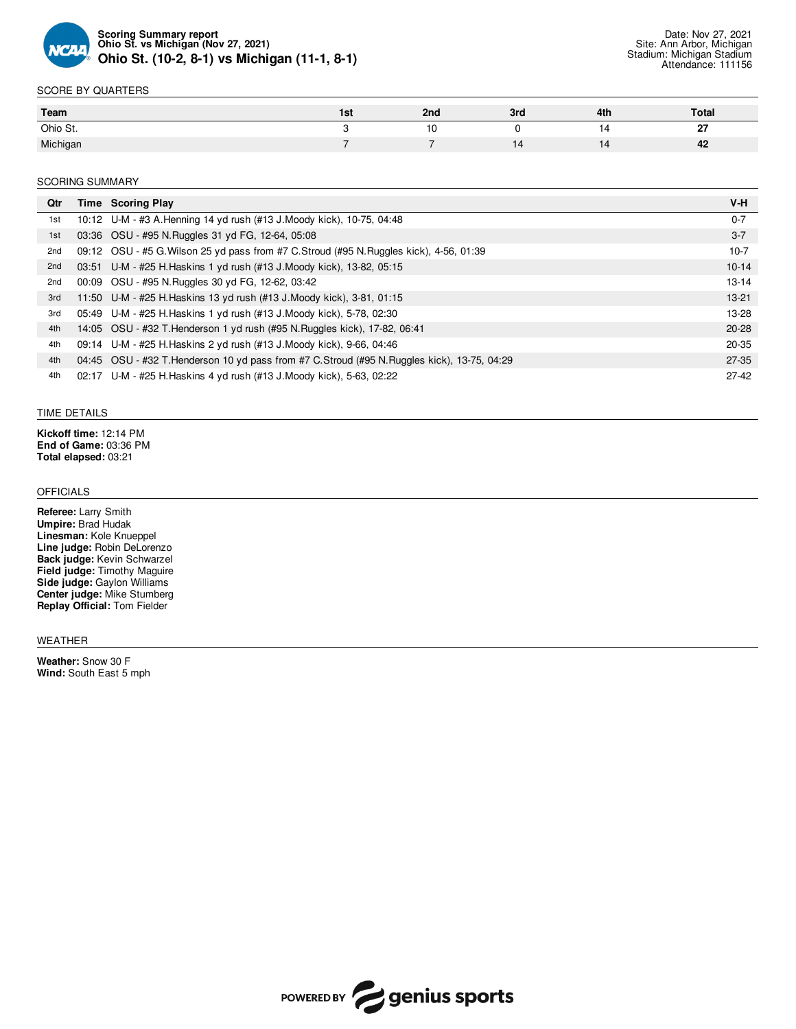**Scoring Summary report**
**Ohio St. vs Michigan (Nov 27, 2021)**
# Ohio St. (10-2, 8-1) vs Michigan (11-1, 8-1)

Date: Nov 27, 2021
Site: Ann Arbor, Michigan
Stadium: Michigan Stadium
Attendance: 111156

## SCORE BY QUARTERS

| Team | 1st | 2nd | 3rd | 4th | Total |
|---|---|---|---|---|---|
| Ohio St. | 3 | 10 | 0 | 14 | **27** |
| Michigan | 7 | 7 | 14 | 14 | **42** |

## SCORING SUMMARY

| Qtr | Time | Scoring Play | V-H |
|---|---|---|---|
| 1st | 10:12 | U-M - #3 A.Henning 14 yd rush (#13 J.Moody kick), 10-75, 04:48 | 0-7 |
| 1st | 03:36 | OSU - #95 N.Ruggles 31 yd FG, 12-64, 05:08 | 3-7 |
| 2nd | 09:12 | OSU - #5 G.Wilson 25 yd pass from #7 C.Stroud (#95 N.Ruggles kick), 4-56, 01:39 | 10-7 |
| 2nd | 03:51 | U-M - #25 H.Haskins 1 yd rush (#13 J.Moody kick), 13-82, 05:15 | 10-14 |
| 2nd | 00:09 | OSU - #95 N.Ruggles 30 yd FG, 12-62, 03:42 | 13-14 |
| 3rd | 11:50 | U-M - #25 H.Haskins 13 yd rush (#13 J.Moody kick), 3-81, 01:15 | 13-21 |
| 3rd | 05:49 | U-M - #25 H.Haskins 1 yd rush (#13 J.Moody kick), 5-78, 02:30 | 13-28 |
| 4th | 14:05 | OSU - #32 T.Henderson 1 yd rush (#95 N.Ruggles kick), 17-82, 06:41 | 20-28 |
| 4th | 09:14 | U-M - #25 H.Haskins 2 yd rush (#13 J.Moody kick), 9-66, 04:46 | 20-35 |
| 4th | 04:45 | OSU - #32 T.Henderson 10 yd pass from #7 C.Stroud (#95 N.Ruggles kick), 13-75, 04:29 | 27-35 |
| 4th | 02:17 | U-M - #25 H.Haskins 4 yd rush (#13 J.Moody kick), 5-63, 02:22 | 27-42 |

## TIME DETAILS

**Kickoff time:** 12:14 PM
**End of Game:** 03:36 PM
**Total elapsed:** 03:21

## OFFICIALS

**Referee:** Larry Smith
**Umpire:** Brad Hudak
**Linesman:** Kole Knueppel
**Line judge:** Robin DeLorenzo
**Back judge:** Kevin Schwarzel
**Field judge:** Timothy Maguire
**Side judge:** Gaylon Williams
**Center judge:** Mike Stumberg
**Replay Official:** Tom Fielder

## WEATHER

**Weather:** Snow 30 F
**Wind:** South East 5 mph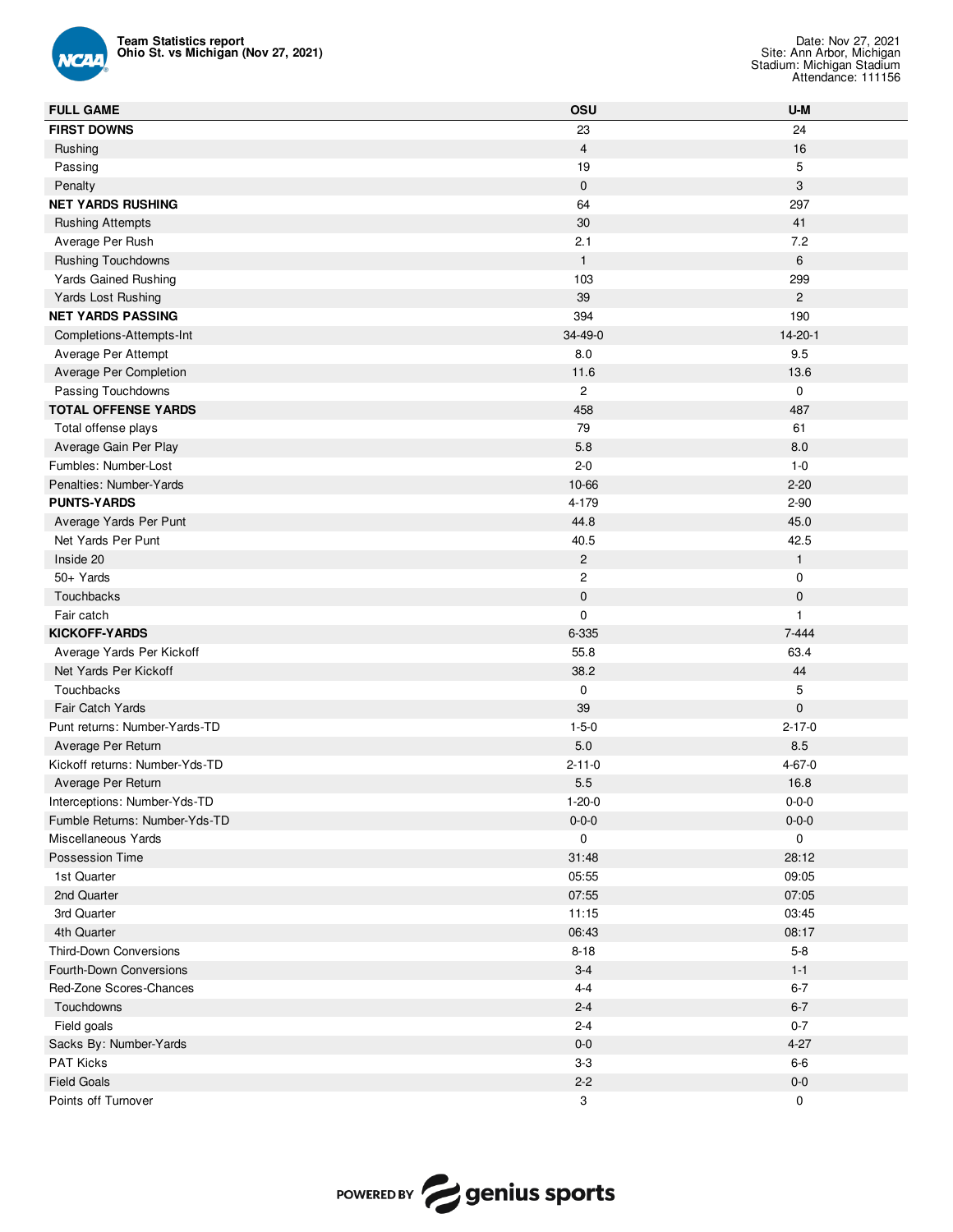**Team Statistics report**
**Ohio St. vs Michigan (Nov 27, 2021)**

Date: Nov 27, 2021
Site: Ann Arbor, Michigan
Stadium: Michigan Stadium
Attendance: 111156

| FULL GAME | OSU | U-M |
|---|---|---|
| **FIRST DOWNS** | 23 | 24 |
| Rushing | 4 | 16 |
| Passing | 19 | 5 |
| Penalty | 0 | 3 |
| **NET YARDS RUSHING** | 64 | 297 |
| Rushing Attempts | 30 | 41 |
| Average Per Rush | 2.1 | 7.2 |
| Rushing Touchdowns | 1 | 6 |
| Yards Gained Rushing | 103 | 299 |
| Yards Lost Rushing | 39 | 2 |
| **NET YARDS PASSING** | 394 | 190 |
| Completions-Attempts-Int | 34-49-0 | 14-20-1 |
| Average Per Attempt | 8.0 | 9.5 |
| Average Per Completion | 11.6 | 13.6 |
| Passing Touchdowns | 2 | 0 |
| **TOTAL OFFENSE YARDS** | 458 | 487 |
| Total offense plays | 79 | 61 |
| Average Gain Per Play | 5.8 | 8.0 |
| Fumbles: Number-Lost | 2-0 | 1-0 |
| Penalties: Number-Yards | 10-66 | 2-20 |
| **PUNTS-YARDS** | 4-179 | 2-90 |
| Average Yards Per Punt | 44.8 | 45.0 |
| Net Yards Per Punt | 40.5 | 42.5 |
| Inside 20 | 2 | 1 |
| 50+ Yards | 2 | 0 |
| Touchbacks | 0 | 0 |
| Fair catch | 0 | 1 |
| **KICKOFF-YARDS** | 6-335 | 7-444 |
| Average Yards Per Kickoff | 55.8 | 63.4 |
| Net Yards Per Kickoff | 38.2 | 44 |
| Touchbacks | 0 | 5 |
| Fair Catch Yards | 39 | 0 |
| Punt returns: Number-Yards-TD | 1-5-0 | 2-17-0 |
| Average Per Return | 5.0 | 8.5 |
| Kickoff returns: Number-Yds-TD | 2-11-0 | 4-67-0 |
| Average Per Return | 5.5 | 16.8 |
| Interceptions: Number-Yds-TD | 1-20-0 | 0-0-0 |
| Fumble Returns: Number-Yds-TD | 0-0-0 | 0-0-0 |
| Miscellaneous Yards | 0 | 0 |
| Possession Time | 31:48 | 28:12 |
| 1st Quarter | 05:55 | 09:05 |
| 2nd Quarter | 07:55 | 07:05 |
| 3rd Quarter | 11:15 | 03:45 |
| 4th Quarter | 06:43 | 08:17 |
| Third-Down Conversions | 8-18 | 5-8 |
| Fourth-Down Conversions | 3-4 | 1-1 |
| Red-Zone Scores-Chances | 4-4 | 6-7 |
| Touchdowns | 2-4 | 6-7 |
| Field goals | 2-4 | 0-7 |
| Sacks By: Number-Yards | 0-0 | 4-27 |
| PAT Kicks | 3-3 | 6-6 |
| Field Goals | 2-2 | 0-0 |
| Points off Turnover | 3 | 0 |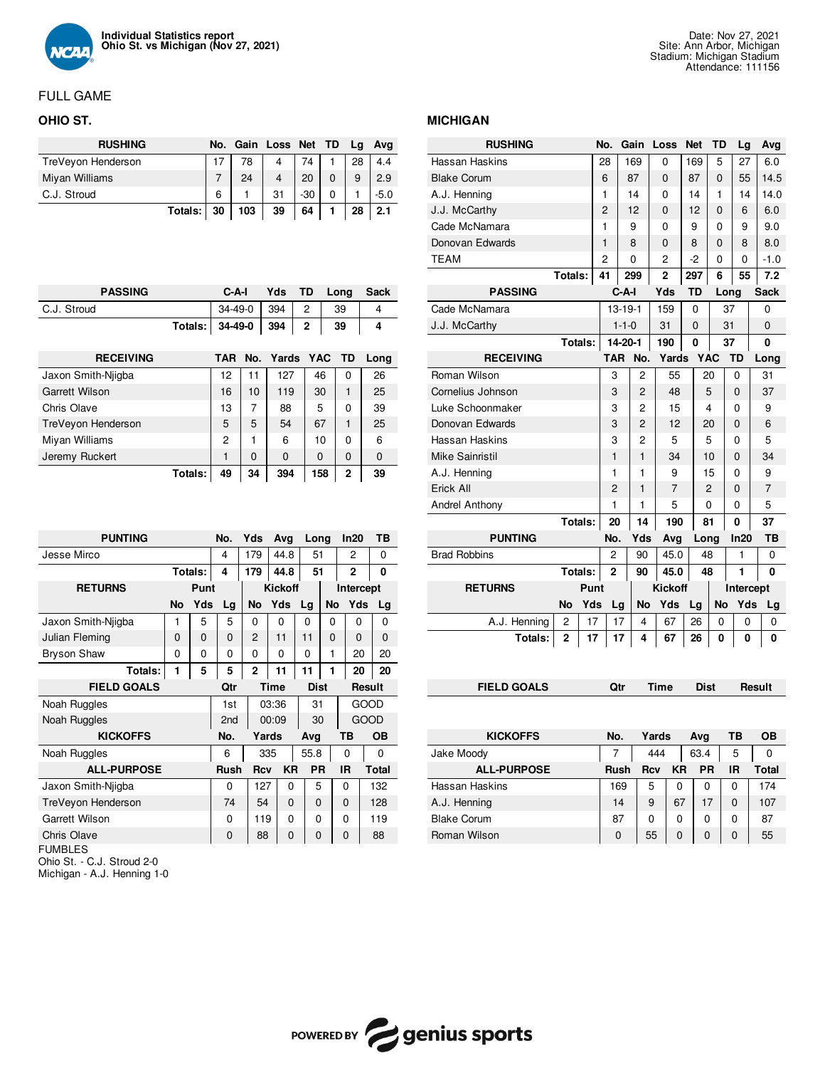# Individual Statistics report
## Ohio St. vs Michigan (Nov 27, 2021)

Date: Nov 27, 2021
Site: Ann Arbor, Michigan
Stadium: Michigan Stadium
Attendance: 111156

FULL GAME

## OHIO ST.

| RUSHING | No. | Gain | Loss | Net | TD | Lg | Avg |
|---|---|---|---|---|---|---|---|
| TreVeyon Henderson | 17 | 78 | 4 | 74 | 1 | 28 | 4.4 |
| Miyan Williams | 7 | 24 | 4 | 20 | 0 | 9 | 2.9 |
| C.J. Stroud | 6 | 1 | 31 | -30 | 0 | 1 | -5.0 |
| **Totals:** | **30** | **103** | **39** | **64** | **1** | **28** | **2.1** |

| PASSING | C-A-I | Yds | TD | Long | Sack |
|---|---|---|---|---|---|
| C.J. Stroud | 34-49-0 | 394 | 2 | 39 | 4 |
| **Totals:** | **34-49-0** | **394** | **2** | **39** | **4** |

| RECEIVING | TAR | No. | Yards | YAC | TD | Long |
|---|---|---|---|---|---|---|
| Jaxon Smith-Njigba | 12 | 11 | 127 | 46 | 0 | 26 |
| Garrett Wilson | 16 | 10 | 119 | 30 | 1 | 25 |
| Chris Olave | 13 | 7 | 88 | 5 | 0 | 39 |
| TreVeyon Henderson | 5 | 5 | 54 | 67 | 1 | 25 |
| Miyan Williams | 2 | 1 | 6 | 10 | 0 | 6 |
| Jeremy Ruckert | 1 | 0 | 0 | 0 | 0 | 0 |
| **Totals:** | **49** | **34** | **394** | **158** | **2** | **39** |

| PUNTING | No. | Yds | Avg | Long | In20 | TB |
|---|---|---|---|---|---|---|
| Jesse Mirco | 4 | 179 | 44.8 | 51 | 2 | 0 |
| **Totals:** | **4** | **179** | **44.8** | **51** | **2** | **0** |

| RETURNS | Punt | | | Kickoff | | | Intercept | | |
|---|---|---|---|---|---|---|---|---|---|
| | No | Yds | Lg | No | Yds | Lg | No | Yds | Lg |
| Jaxon Smith-Njigba | 1 | 5 | 5 | 0 | 0 | 0 | 0 | 0 | 0 |
| Julian Fleming | 0 | 0 | 0 | 2 | 11 | 11 | 0 | 0 | 0 |
| Bryson Shaw | 0 | 0 | 0 | 0 | 0 | 0 | 1 | 20 | 20 |
| **Totals:** | **1** | **5** | **5** | **2** | **11** | **11** | **1** | **20** | **20** |

| FIELD GOALS | Qtr | Time | Dist | Result |
|---|---|---|---|---|
| Noah Ruggles | 1st | 03:36 | 31 | GOOD |
| Noah Ruggles | 2nd | 00:09 | 30 | GOOD |

| KICKOFFS | No. | Yards | Avg | TB | OB |
|---|---|---|---|---|---|
| Noah Ruggles | 6 | 335 | 55.8 | 0 | 0 |

| ALL-PURPOSE | Rush | Rcv | KR | PR | IR | Total |
|---|---|---|---|---|---|---|
| Jaxon Smith-Njigba | 0 | 127 | 0 | 5 | 0 | 132 |
| TreVeyon Henderson | 74 | 54 | 0 | 0 | 0 | 128 |
| Garrett Wilson | 0 | 119 | 0 | 0 | 0 | 119 |
| Chris Olave | 0 | 88 | 0 | 0 | 0 | 88 |

FUMBLES
Ohio St. - C.J. Stroud 2-0
Michigan - A.J. Henning 1-0

## MICHIGAN

| RUSHING | No. | Gain | Loss | Net | TD | Lg | Avg |
|---|---|---|---|---|---|---|---|
| Hassan Haskins | 28 | 169 | 0 | 169 | 5 | 27 | 6.0 |
| Blake Corum | 6 | 87 | 0 | 87 | 0 | 55 | 14.5 |
| A.J. Henning | 1 | 14 | 0 | 14 | 1 | 14 | 14.0 |
| J.J. McCarthy | 2 | 12 | 0 | 12 | 0 | 6 | 6.0 |
| Cade McNamara | 1 | 9 | 0 | 9 | 0 | 9 | 9.0 |
| Donovan Edwards | 1 | 8 | 0 | 8 | 0 | 8 | 8.0 |
| TEAM | 2 | 0 | 2 | -2 | 0 | 0 | -1.0 |
| **Totals:** | **41** | **299** | **2** | **297** | **6** | **55** | **7.2** |

| PASSING | C-A-I | Yds | TD | Long | Sack |
|---|---|---|---|---|---|
| Cade McNamara | 13-19-1 | 159 | 0 | 37 | 0 |
| J.J. McCarthy | 1-1-0 | 31 | 0 | 31 | 0 |
| **Totals:** | **14-20-1** | **190** | **0** | **37** | **0** |

| RECEIVING | TAR | No. | Yards | YAC | TD | Long |
|---|---|---|---|---|---|---|
| Roman Wilson | 3 | 2 | 55 | 20 | 0 | 31 |
| Cornelius Johnson | 3 | 2 | 48 | 5 | 0 | 37 |
| Luke Schoonmaker | 3 | 2 | 15 | 4 | 0 | 9 |
| Donovan Edwards | 3 | 2 | 12 | 20 | 0 | 6 |
| Hassan Haskins | 3 | 2 | 5 | 5 | 0 | 5 |
| Mike Sainristil | 1 | 1 | 34 | 10 | 0 | 34 |
| A.J. Henning | 1 | 1 | 9 | 15 | 0 | 9 |
| Erick All | 2 | 1 | 7 | 2 | 0 | 7 |
| Andrel Anthony | 1 | 1 | 5 | 0 | 0 | 5 |
| **Totals:** | **20** | **14** | **190** | **81** | **0** | **37** |

| PUNTING | No. | Yds | Avg | Long | In20 | TB |
|---|---|---|---|---|---|---|
| Brad Robbins | 2 | 90 | 45.0 | 48 | 1 | 0 |
| **Totals:** | **2** | **90** | **45.0** | **48** | **1** | **0** |

| RETURNS | Punt | | | Kickoff | | | Intercept | | |
|---|---|---|---|---|---|---|---|---|---|
| | No | Yds | Lg | No | Yds | Lg | No | Yds | Lg |
| A.J. Henning | 2 | 17 | 17 | 4 | 67 | 26 | 0 | 0 | 0 |
| **Totals:** | **2** | **17** | **17** | **4** | **67** | **26** | **0** | **0** | **0** |

| FIELD GOALS | Qtr | Time | Dist | Result |
|---|---|---|---|---|

| KICKOFFS | No. | Yards | Avg | TB | OB |
|---|---|---|---|---|---|
| Jake Moody | 7 | 444 | 63.4 | 5 | 0 |

| ALL-PURPOSE | Rush | Rcv | KR | PR | IR | Total |
|---|---|---|---|---|---|---|
| Hassan Haskins | 169 | 5 | 0 | 0 | 0 | 174 |
| A.J. Henning | 14 | 9 | 67 | 17 | 0 | 107 |
| Blake Corum | 87 | 0 | 0 | 0 | 0 | 87 |
| Roman Wilson | 0 | 55 | 0 | 0 | 0 | 55 |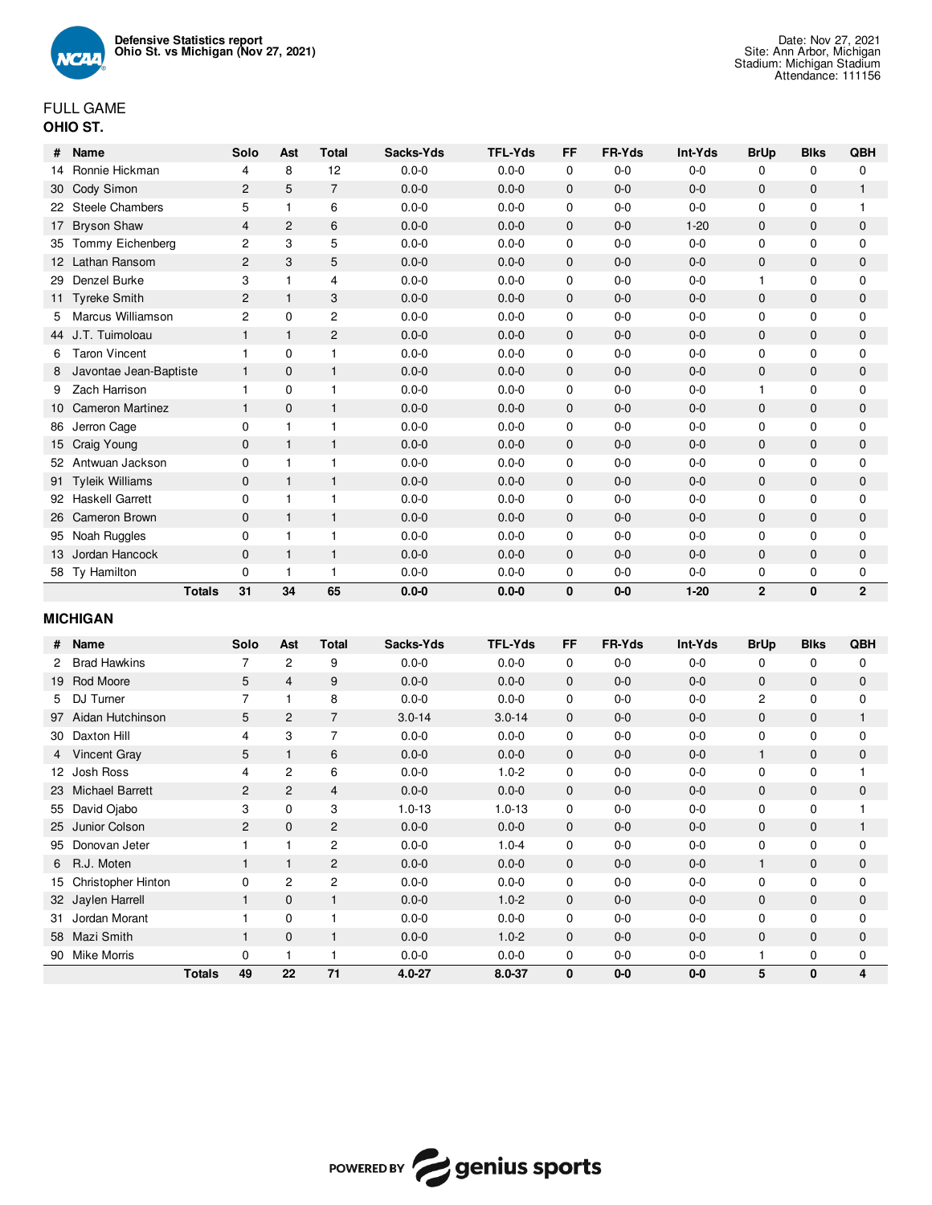**Defensive Statistics report**
**Ohio St. vs Michigan (Nov 27, 2021)**

Date: Nov 27, 2021
Site: Ann Arbor, Michigan
Stadium: Michigan Stadium
Attendance: 111156

FULL GAME

**OHIO ST.**

| # | Name | Solo | Ast | Total | Sacks-Yds | TFL-Yds | FF | FR-Yds | Int-Yds | BrUp | Blks | QBH |
|---|---|---|---|---|---|---|---|---|---|---|---|---|
| 14 | Ronnie Hickman | 4 | 8 | 12 | 0.0-0 | 0.0-0 | 0 | 0-0 | 0-0 | 0 | 0 | 0 |
| 30 | Cody Simon | 2 | 5 | 7 | 0.0-0 | 0.0-0 | 0 | 0-0 | 0-0 | 0 | 0 | 1 |
| 22 | Steele Chambers | 5 | 1 | 6 | 0.0-0 | 0.0-0 | 0 | 0-0 | 0-0 | 0 | 0 | 1 |
| 17 | Bryson Shaw | 4 | 2 | 6 | 0.0-0 | 0.0-0 | 0 | 0-0 | 1-20 | 0 | 0 | 0 |
| 35 | Tommy Eichenberg | 2 | 3 | 5 | 0.0-0 | 0.0-0 | 0 | 0-0 | 0-0 | 0 | 0 | 0 |
| 12 | Lathan Ransom | 2 | 3 | 5 | 0.0-0 | 0.0-0 | 0 | 0-0 | 0-0 | 0 | 0 | 0 |
| 29 | Denzel Burke | 3 | 1 | 4 | 0.0-0 | 0.0-0 | 0 | 0-0 | 0-0 | 1 | 0 | 0 |
| 11 | Tyreke Smith | 2 | 1 | 3 | 0.0-0 | 0.0-0 | 0 | 0-0 | 0-0 | 0 | 0 | 0 |
| 5 | Marcus Williamson | 2 | 0 | 2 | 0.0-0 | 0.0-0 | 0 | 0-0 | 0-0 | 0 | 0 | 0 |
| 44 | J.T. Tuimoloau | 1 | 1 | 2 | 0.0-0 | 0.0-0 | 0 | 0-0 | 0-0 | 0 | 0 | 0 |
| 6 | Taron Vincent | 1 | 0 | 1 | 0.0-0 | 0.0-0 | 0 | 0-0 | 0-0 | 0 | 0 | 0 |
| 8 | Javontae Jean-Baptiste | 1 | 0 | 1 | 0.0-0 | 0.0-0 | 0 | 0-0 | 0-0 | 0 | 0 | 0 |
| 9 | Zach Harrison | 1 | 0 | 1 | 0.0-0 | 0.0-0 | 0 | 0-0 | 0-0 | 1 | 0 | 0 |
| 10 | Cameron Martinez | 1 | 0 | 1 | 0.0-0 | 0.0-0 | 0 | 0-0 | 0-0 | 0 | 0 | 0 |
| 86 | Jerron Cage | 0 | 1 | 1 | 0.0-0 | 0.0-0 | 0 | 0-0 | 0-0 | 0 | 0 | 0 |
| 15 | Craig Young | 0 | 1 | 1 | 0.0-0 | 0.0-0 | 0 | 0-0 | 0-0 | 0 | 0 | 0 |
| 52 | Antwuan Jackson | 0 | 1 | 1 | 0.0-0 | 0.0-0 | 0 | 0-0 | 0-0 | 0 | 0 | 0 |
| 91 | Tyleik Williams | 0 | 1 | 1 | 0.0-0 | 0.0-0 | 0 | 0-0 | 0-0 | 0 | 0 | 0 |
| 92 | Haskell Garrett | 0 | 1 | 1 | 0.0-0 | 0.0-0 | 0 | 0-0 | 0-0 | 0 | 0 | 0 |
| 26 | Cameron Brown | 0 | 1 | 1 | 0.0-0 | 0.0-0 | 0 | 0-0 | 0-0 | 0 | 0 | 0 |
| 95 | Noah Ruggles | 0 | 1 | 1 | 0.0-0 | 0.0-0 | 0 | 0-0 | 0-0 | 0 | 0 | 0 |
| 13 | Jordan Hancock | 0 | 1 | 1 | 0.0-0 | 0.0-0 | 0 | 0-0 | 0-0 | 0 | 0 | 0 |
| 58 | Ty Hamilton | 0 | 1 | 1 | 0.0-0 | 0.0-0 | 0 | 0-0 | 0-0 | 0 | 0 | 0 |
| | **Totals** | **31** | **34** | **65** | **0.0-0** | **0.0-0** | **0** | **0-0** | **1-20** | **2** | **0** | **2** |

**MICHIGAN**

| # | Name | Solo | Ast | Total | Sacks-Yds | TFL-Yds | FF | FR-Yds | Int-Yds | BrUp | Blks | QBH |
|---|---|---|---|---|---|---|---|---|---|---|---|---|
| 2 | Brad Hawkins | 7 | 2 | 9 | 0.0-0 | 0.0-0 | 0 | 0-0 | 0-0 | 0 | 0 | 0 |
| 19 | Rod Moore | 5 | 4 | 9 | 0.0-0 | 0.0-0 | 0 | 0-0 | 0-0 | 0 | 0 | 0 |
| 5 | DJ Turner | 7 | 1 | 8 | 0.0-0 | 0.0-0 | 0 | 0-0 | 0-0 | 2 | 0 | 0 |
| 97 | Aidan Hutchinson | 5 | 2 | 7 | 3.0-14 | 3.0-14 | 0 | 0-0 | 0-0 | 0 | 0 | 1 |
| 30 | Daxton Hill | 4 | 3 | 7 | 0.0-0 | 0.0-0 | 0 | 0-0 | 0-0 | 0 | 0 | 0 |
| 4 | Vincent Gray | 5 | 1 | 6 | 0.0-0 | 0.0-0 | 0 | 0-0 | 0-0 | 1 | 0 | 0 |
| 12 | Josh Ross | 4 | 2 | 6 | 0.0-0 | 1.0-2 | 0 | 0-0 | 0-0 | 0 | 0 | 1 |
| 23 | Michael Barrett | 2 | 2 | 4 | 0.0-0 | 0.0-0 | 0 | 0-0 | 0-0 | 0 | 0 | 0 |
| 55 | David Ojabo | 3 | 0 | 3 | 1.0-13 | 1.0-13 | 0 | 0-0 | 0-0 | 0 | 0 | 1 |
| 25 | Junior Colson | 2 | 0 | 2 | 0.0-0 | 0.0-0 | 0 | 0-0 | 0-0 | 0 | 0 | 1 |
| 95 | Donovan Jeter | 1 | 1 | 2 | 0.0-0 | 1.0-4 | 0 | 0-0 | 0-0 | 0 | 0 | 0 |
| 6 | R.J. Moten | 1 | 1 | 2 | 0.0-0 | 0.0-0 | 0 | 0-0 | 0-0 | 1 | 0 | 0 |
| 15 | Christopher Hinton | 0 | 2 | 2 | 0.0-0 | 0.0-0 | 0 | 0-0 | 0-0 | 0 | 0 | 0 |
| 32 | Jaylen Harrell | 1 | 0 | 1 | 0.0-0 | 1.0-2 | 0 | 0-0 | 0-0 | 0 | 0 | 0 |
| 31 | Jordan Morant | 1 | 0 | 1 | 0.0-0 | 0.0-0 | 0 | 0-0 | 0-0 | 0 | 0 | 0 |
| 58 | Mazi Smith | 1 | 0 | 1 | 0.0-0 | 1.0-2 | 0 | 0-0 | 0-0 | 0 | 0 | 0 |
| 90 | Mike Morris | 0 | 1 | 1 | 0.0-0 | 0.0-0 | 0 | 0-0 | 0-0 | 1 | 0 | 0 |
| | **Totals** | **49** | **22** | **71** | **4.0-27** | **8.0-37** | **0** | **0-0** | **0-0** | **5** | **0** | **4** |

POWERED BY genius sports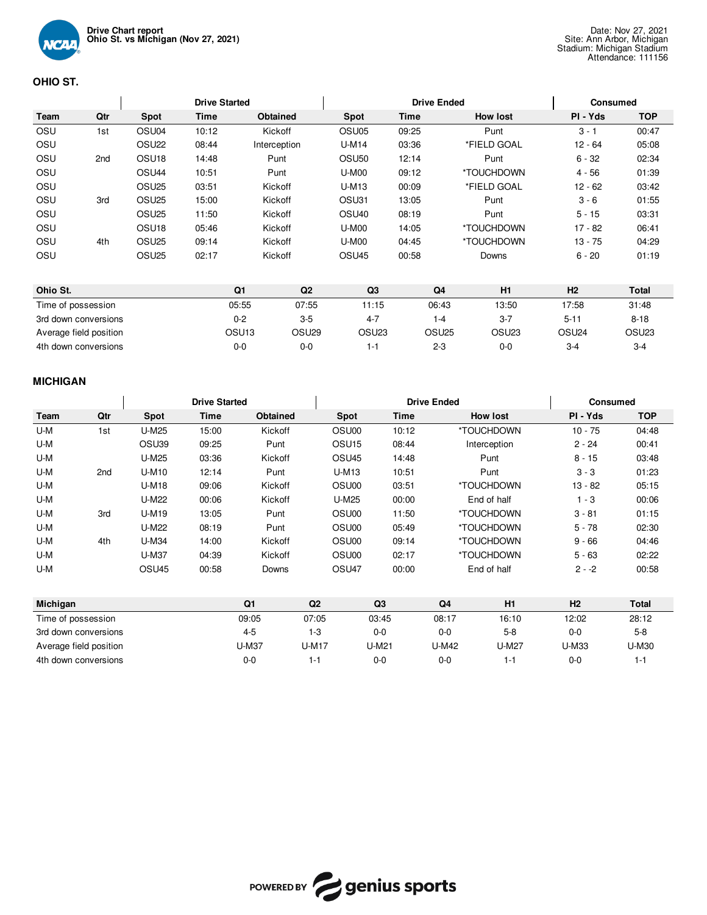Drive Chart report
Ohio St. vs Michigan (Nov 27, 2021)

Date: Nov 27, 2021
Site: Ann Arbor, Michigan
Stadium: Michigan Stadium
Attendance: 111156

## OHIO ST.

| | | Drive Started | | | Drive Ended | | | Consumed | |
|---|---|---|---|---|---|---|---|---|---|
| **Team** | **Qtr** | **Spot** | **Time** | **Obtained** | **Spot** | **Time** | **How lost** | **Pl - Yds** | **TOP** |
| OSU | 1st | OSU04 | 10:12 | Kickoff | OSU05 | 09:25 | Punt | 3 - 1 | 00:47 |
| OSU | | OSU22 | 08:44 | Interception | U-M14 | 03:36 | *FIELD GOAL | 12 - 64 | 05:08 |
| OSU | 2nd | OSU18 | 14:48 | Punt | OSU50 | 12:14 | Punt | 6 - 32 | 02:34 |
| OSU | | OSU44 | 10:51 | Punt | U-M00 | 09:12 | *TOUCHDOWN | 4 - 56 | 01:39 |
| OSU | | OSU25 | 03:51 | Kickoff | U-M13 | 00:09 | *FIELD GOAL | 12 - 62 | 03:42 |
| OSU | 3rd | OSU25 | 15:00 | Kickoff | OSU31 | 13:05 | Punt | 3 - 6 | 01:55 |
| OSU | | OSU25 | 11:50 | Kickoff | OSU40 | 08:19 | Punt | 5 - 15 | 03:31 |
| OSU | | OSU18 | 05:46 | Kickoff | U-M00 | 14:05 | *TOUCHDOWN | 17 - 82 | 06:41 |
| OSU | 4th | OSU25 | 09:14 | Kickoff | U-M00 | 04:45 | *TOUCHDOWN | 13 - 75 | 04:29 |
| OSU | | OSU25 | 02:17 | Kickoff | OSU45 | 00:58 | Downs | 6 - 20 | 01:19 |

| Ohio St. | Q1 | Q2 | Q3 | Q4 | H1 | H2 | Total |
|---|---|---|---|---|---|---|---|
| Time of possession | 05:55 | 07:55 | 11:15 | 06:43 | 13:50 | 17:58 | 31:48 |
| 3rd down conversions | 0-2 | 3-5 | 4-7 | 1-4 | 3-7 | 5-11 | 8-18 |
| Average field position | OSU13 | OSU29 | OSU23 | OSU25 | OSU23 | OSU24 | OSU23 |
| 4th down conversions | 0-0 | 0-0 | 1-1 | 2-3 | 0-0 | 3-4 | 3-4 |

## MICHIGAN

| | | Drive Started | | | Drive Ended | | | Consumed | |
|---|---|---|---|---|---|---|---|---|---|
| **Team** | **Qtr** | **Spot** | **Time** | **Obtained** | **Spot** | **Time** | **How lost** | **Pl - Yds** | **TOP** |
| U-M | 1st | U-M25 | 15:00 | Kickoff | OSU00 | 10:12 | *TOUCHDOWN | 10 - 75 | 04:48 |
| U-M | | OSU39 | 09:25 | Punt | OSU15 | 08:44 | Interception | 2 - 24 | 00:41 |
| U-M | | U-M25 | 03:36 | Kickoff | OSU45 | 14:48 | Punt | 8 - 15 | 03:48 |
| U-M | 2nd | U-M10 | 12:14 | Punt | U-M13 | 10:51 | Punt | 3 - 3 | 01:23 |
| U-M | | U-M18 | 09:06 | Kickoff | OSU00 | 03:51 | *TOUCHDOWN | 13 - 82 | 05:15 |
| U-M | | U-M22 | 00:06 | Kickoff | U-M25 | 00:00 | End of half | 1 - 3 | 00:06 |
| U-M | 3rd | U-M19 | 13:05 | Punt | OSU00 | 11:50 | *TOUCHDOWN | 3 - 81 | 01:15 |
| U-M | | U-M22 | 08:19 | Punt | OSU00 | 05:49 | *TOUCHDOWN | 5 - 78 | 02:30 |
| U-M | 4th | U-M34 | 14:00 | Kickoff | OSU00 | 09:14 | *TOUCHDOWN | 9 - 66 | 04:46 |
| U-M | | U-M37 | 04:39 | Kickoff | OSU00 | 02:17 | *TOUCHDOWN | 5 - 63 | 02:22 |
| U-M | | OSU45 | 00:58 | Downs | OSU47 | 00:00 | End of half | 2 - -2 | 00:58 |

| Michigan | Q1 | Q2 | Q3 | Q4 | H1 | H2 | Total |
|---|---|---|---|---|---|---|---|
| Time of possession | 09:05 | 07:05 | 03:45 | 08:17 | 16:10 | 12:02 | 28:12 |
| 3rd down conversions | 4-5 | 1-3 | 0-0 | 0-0 | 5-8 | 0-0 | 5-8 |
| Average field position | U-M37 | U-M17 | U-M21 | U-M42 | U-M27 | U-M33 | U-M30 |
| 4th down conversions | 0-0 | 1-1 | 0-0 | 0-0 | 1-1 | 0-0 | 1-1 |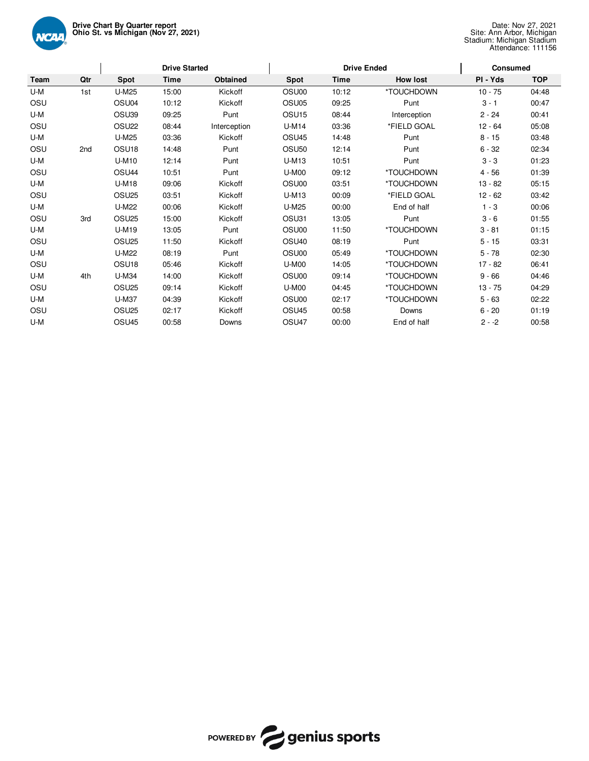**Drive Chart By Quarter report**
**Ohio St. vs Michigan (Nov 27, 2021)**

Date: Nov 27, 2021
Site: Ann Arbor, Michigan
Stadium: Michigan Stadium
Attendance: 111156

| | | Drive Started | | | Drive Ended | | | Consumed | |
|---|---|---|---|---|---|---|---|---|---|
| **Team** | **Qtr** | **Spot** | **Time** | **Obtained** | **Spot** | **Time** | **How lost** | **Pl - Yds** | **TOP** |
| U-M | 1st | U-M25 | 15:00 | Kickoff | OSU00 | 10:12 | *TOUCHDOWN | 10 - 75 | 04:48 |
| OSU | | OSU04 | 10:12 | Kickoff | OSU05 | 09:25 | Punt | 3 - 1 | 00:47 |
| U-M | | OSU39 | 09:25 | Punt | OSU15 | 08:44 | Interception | 2 - 24 | 00:41 |
| OSU | | OSU22 | 08:44 | Interception | U-M14 | 03:36 | *FIELD GOAL | 12 - 64 | 05:08 |
| U-M | | U-M25 | 03:36 | Kickoff | OSU45 | 14:48 | Punt | 8 - 15 | 03:48 |
| OSU | 2nd | OSU18 | 14:48 | Punt | OSU50 | 12:14 | Punt | 6 - 32 | 02:34 |
| U-M | | U-M10 | 12:14 | Punt | U-M13 | 10:51 | Punt | 3 - 3 | 01:23 |
| OSU | | OSU44 | 10:51 | Punt | U-M00 | 09:12 | *TOUCHDOWN | 4 - 56 | 01:39 |
| U-M | | U-M18 | 09:06 | Kickoff | OSU00 | 03:51 | *TOUCHDOWN | 13 - 82 | 05:15 |
| OSU | | OSU25 | 03:51 | Kickoff | U-M13 | 00:09 | *FIELD GOAL | 12 - 62 | 03:42 |
| U-M | | U-M22 | 00:06 | Kickoff | U-M25 | 00:00 | End of half | 1 - 3 | 00:06 |
| OSU | 3rd | OSU25 | 15:00 | Kickoff | OSU31 | 13:05 | Punt | 3 - 6 | 01:55 |
| U-M | | U-M19 | 13:05 | Punt | OSU00 | 11:50 | *TOUCHDOWN | 3 - 81 | 01:15 |
| OSU | | OSU25 | 11:50 | Kickoff | OSU40 | 08:19 | Punt | 5 - 15 | 03:31 |
| U-M | | U-M22 | 08:19 | Punt | OSU00 | 05:49 | *TOUCHDOWN | 5 - 78 | 02:30 |
| OSU | | OSU18 | 05:46 | Kickoff | U-M00 | 14:05 | *TOUCHDOWN | 17 - 82 | 06:41 |
| U-M | 4th | U-M34 | 14:00 | Kickoff | OSU00 | 09:14 | *TOUCHDOWN | 9 - 66 | 04:46 |
| OSU | | OSU25 | 09:14 | Kickoff | U-M00 | 04:45 | *TOUCHDOWN | 13 - 75 | 04:29 |
| U-M | | U-M37 | 04:39 | Kickoff | OSU00 | 02:17 | *TOUCHDOWN | 5 - 63 | 02:22 |
| OSU | | OSU25 | 02:17 | Kickoff | OSU45 | 00:58 | Downs | 6 - 20 | 01:19 |
| U-M | | OSU45 | 00:58 | Downs | OSU47 | 00:00 | End of half | 2 - -2 | 00:58 |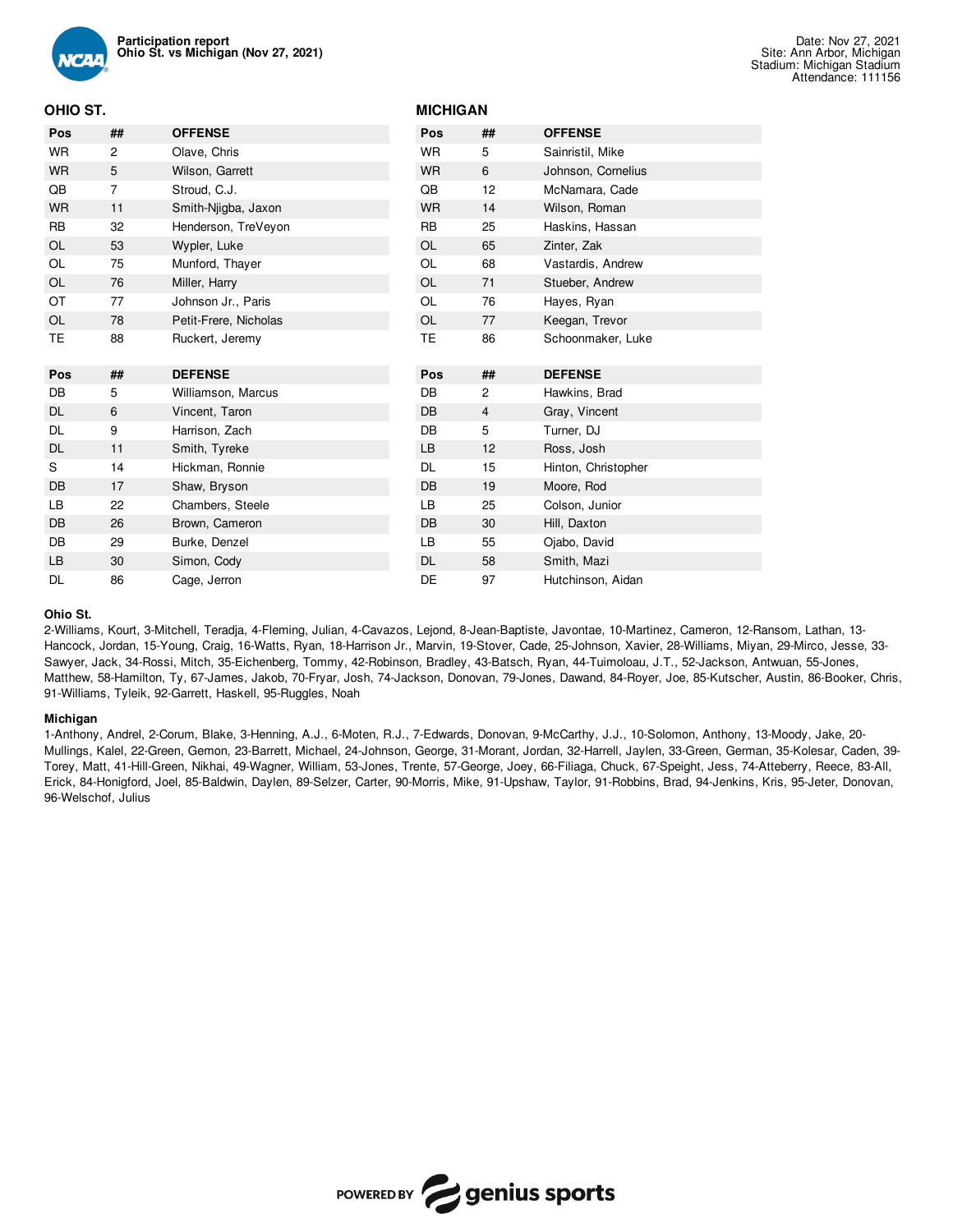Participation report
**Ohio St. vs Michigan (Nov 27, 2021)**

Date: Nov 27, 2021
Site: Ann Arbor, Michigan
Stadium: Michigan Stadium
Attendance: 111156

## OHIO ST.

| Pos | ## | OFFENSE |
|---|---|---|
| WR | 2 | Olave, Chris |
| WR | 5 | Wilson, Garrett |
| QB | 7 | Stroud, C.J. |
| WR | 11 | Smith-Njigba, Jaxon |
| RB | 32 | Henderson, TreVeyon |
| OL | 53 | Wypler, Luke |
| OL | 75 | Munford, Thayer |
| OL | 76 | Miller, Harry |
| OT | 77 | Johnson Jr., Paris |
| OL | 78 | Petit-Frere, Nicholas |
| TE | 88 | Ruckert, Jeremy |

| Pos | ## | DEFENSE |
|---|---|---|
| DB | 5 | Williamson, Marcus |
| DL | 6 | Vincent, Taron |
| DL | 9 | Harrison, Zach |
| DL | 11 | Smith, Tyreke |
| S | 14 | Hickman, Ronnie |
| DB | 17 | Shaw, Bryson |
| LB | 22 | Chambers, Steele |
| DB | 26 | Brown, Cameron |
| DB | 29 | Burke, Denzel |
| LB | 30 | Simon, Cody |
| DL | 86 | Cage, Jerron |

## MICHIGAN

| Pos | ## | OFFENSE |
|---|---|---|
| WR | 5 | Sainristil, Mike |
| WR | 6 | Johnson, Cornelius |
| QB | 12 | McNamara, Cade |
| WR | 14 | Wilson, Roman |
| RB | 25 | Haskins, Hassan |
| OL | 65 | Zinter, Zak |
| OL | 68 | Vastardis, Andrew |
| OL | 71 | Stueber, Andrew |
| OL | 76 | Hayes, Ryan |
| OL | 77 | Keegan, Trevor |
| TE | 86 | Schoonmaker, Luke |

| Pos | ## | DEFENSE |
|---|---|---|
| DB | 2 | Hawkins, Brad |
| DB | 4 | Gray, Vincent |
| DB | 5 | Turner, DJ |
| LB | 12 | Ross, Josh |
| DL | 15 | Hinton, Christopher |
| DB | 19 | Moore, Rod |
| LB | 25 | Colson, Junior |
| DB | 30 | Hill, Daxton |
| LB | 55 | Ojabo, David |
| DL | 58 | Smith, Mazi |
| DE | 97 | Hutchinson, Aidan |

**Ohio St.**

2-Williams, Kourt, 3-Mitchell, Teradja, 4-Fleming, Julian, 4-Cavazos, Lejond, 8-Jean-Baptiste, Javontae, 10-Martinez, Cameron, 12-Ransom, Lathan, 13-Hancock, Jordan, 15-Young, Craig, 16-Watts, Ryan, 18-Harrison Jr., Marvin, 19-Stover, Cade, 25-Johnson, Xavier, 28-Williams, Miyan, 29-Mirco, Jesse, 33-Sawyer, Jack, 34-Rossi, Mitch, 35-Eichenberg, Tommy, 42-Robinson, Bradley, 43-Batsch, Ryan, 44-Tuimoloau, J.T., 52-Jackson, Antwuan, 55-Jones, Matthew, 58-Hamilton, Ty, 67-James, Jakob, 70-Fryar, Josh, 74-Jackson, Donovan, 79-Jones, Dawand, 84-Royer, Joe, 85-Kutscher, Austin, 86-Booker, Chris, 91-Williams, Tyleik, 92-Garrett, Haskell, 95-Ruggles, Noah

**Michigan**

1-Anthony, Andrel, 2-Corum, Blake, 3-Henning, A.J., 6-Moten, R.J., 7-Edwards, Donovan, 9-McCarthy, J.J., 10-Solomon, Anthony, 13-Moody, Jake, 20-Mullings, Kalel, 22-Green, Gemon, 23-Barrett, Michael, 24-Johnson, George, 31-Morant, Jordan, 32-Harrell, Jaylen, 33-Green, German, 35-Kolesar, Caden, 39-Torey, Matt, 41-Hill-Green, Nikhai, 49-Wagner, William, 53-Jones, Trente, 57-George, Joey, 66-Filiaga, Chuck, 67-Speight, Jess, 74-Atteberry, Reece, 83-All, Erick, 84-Honigford, Joel, 85-Baldwin, Daylen, 89-Selzer, Carter, 90-Morris, Mike, 91-Upshaw, Taylor, 91-Robbins, Brad, 94-Jenkins, Kris, 95-Jeter, Donovan, 96-Welschof, Julius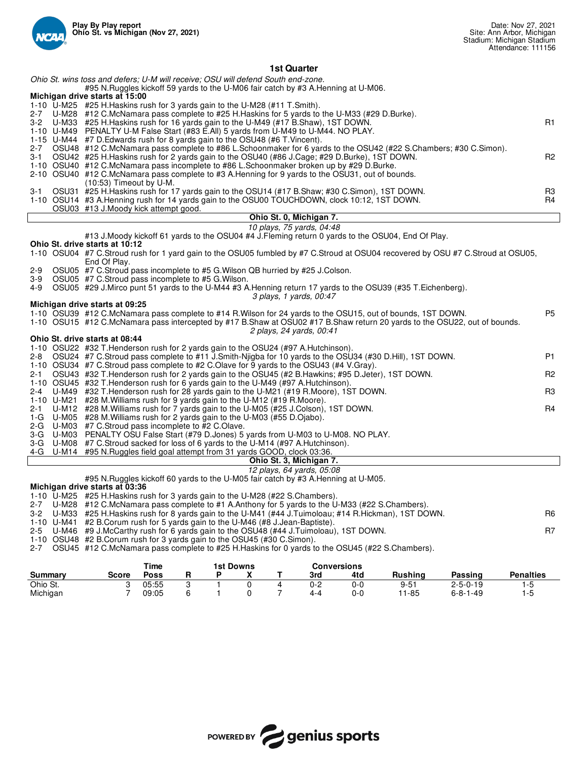**Play By Play report**
**Ohio St. vs Michigan (Nov 27, 2021)**

Date: Nov 27, 2021
Site: Ann Arbor, Michigan
Stadium: Michigan Stadium
Attendance: 111156

## 1st Quarter

*Ohio St. wins toss and defers; U-M will receive; OSU will defend South end-zone.*

#95 N.Ruggles kickoff 59 yards to the U-M06 fair catch by #3 A.Henning at U-M06.

**Michigan drive starts at 15:00**

| Down | Spot | Play | |
|---|---|---|---|
| 1-10 | U-M25 | #25 H.Haskins rush for 3 yards gain to the U-M28 (#11 T.Smith). | |
| 2-7 | U-M28 | #12 C.McNamara pass complete to #25 H.Haskins for 5 yards to the U-M33 (#29 D.Burke). | |
| 3-2 | U-M33 | #25 H.Haskins rush for 16 yards gain to the U-M49 (#17 B.Shaw), 1ST DOWN. | R1 |
| 1-10 | U-M49 | PENALTY U-M False Start (#83 E.All) 5 yards from U-M49 to U-M44. NO PLAY. | |
| 1-15 | U-M44 | #7 D.Edwards rush for 8 yards gain to the OSU48 (#6 T.Vincent). | |
| 2-7 | OSU48 | #12 C.McNamara pass complete to #86 L.Schoonmaker for 6 yards to the OSU42 (#22 S.Chambers; #30 C.Simon). | |
| 3-1 | OSU42 | #25 H.Haskins rush for 2 yards gain to the OSU40 (#86 J.Cage; #29 D.Burke), 1ST DOWN. | R2 |
| 1-10 | OSU40 | #12 C.McNamara pass incomplete to #86 L.Schoonmaker broken up by #29 D.Burke. | |
| 2-10 | OSU40 | #12 C.McNamara pass complete to #3 A.Henning for 9 yards to the OSU31, out of bounds. (10:53) Timeout by U-M. | |
| 3-1 | OSU31 | #25 H.Haskins rush for 17 yards gain to the OSU14 (#17 B.Shaw; #30 C.Simon), 1ST DOWN. | R3 |
| 1-10 | OSU14 | #3 A.Henning rush for 14 yards gain to the OSU00 TOUCHDOWN, clock 10:12, 1ST DOWN. | R4 |
| | OSU03 | #13 J.Moody kick attempt good. | |

**Ohio St. 0, Michigan 7.**

*10 plays, 75 yards, 04:48*

#13 J.Moody kickoff 61 yards to the OSU04 #4 J.Fleming return 0 yards to the OSU04, End Of Play.

**Ohio St. drive starts at 10:12**

| Down | Spot | Play | |
|---|---|---|---|
| 1-10 | OSU04 | #7 C.Stroud rush for 1 yard gain to the OSU05 fumbled by #7 C.Stroud at OSU04 recovered by OSU #7 C.Stroud at OSU05, End Of Play. | |
| 2-9 | OSU05 | #7 C.Stroud pass incomplete to #5 G.Wilson QB hurried by #25 J.Colson. | |
| 3-9 | OSU05 | #7 C.Stroud pass incomplete to #5 G.Wilson. | |
| 4-9 | OSU05 | #29 J.Mirco punt 51 yards to the U-M44 #3 A.Henning return 17 yards to the OSU39 (#35 T.Eichenberg). | |

*3 plays, 1 yards, 00:47*

**Michigan drive starts at 09:25**

| Down | Spot | Play | |
|---|---|---|---|
| 1-10 | OSU39 | #12 C.McNamara pass complete to #14 R.Wilson for 24 yards to the OSU15, out of bounds, 1ST DOWN. | P5 |
| 1-10 | OSU15 | #12 C.McNamara pass intercepted by #17 B.Shaw at OSU02 #17 B.Shaw return 20 yards to the OSU22, out of bounds. | |

*2 plays, 24 yards, 00:41*

**Ohio St. drive starts at 08:44**

| Down | Spot | Play | |
|---|---|---|---|
| 1-10 | OSU22 | #32 T.Henderson rush for 2 yards gain to the OSU24 (#97 A.Hutchinson). | |
| 2-8 | OSU24 | #7 C.Stroud pass complete to #11 J.Smith-Njigba for 10 yards to the OSU34 (#30 D.Hill), 1ST DOWN. | P1 |
| 1-10 | OSU34 | #7 C.Stroud pass complete to #2 C.Olave for 9 yards to the OSU43 (#4 V.Gray). | |
| 2-1 | OSU43 | #32 T.Henderson rush for 2 yards gain to the OSU45 (#2 B.Hawkins; #95 D.Jeter), 1ST DOWN. | R2 |
| 1-10 | OSU45 | #32 T.Henderson rush for 6 yards gain to the U-M49 (#97 A.Hutchinson). | |
| 2-4 | U-M49 | #32 T.Henderson rush for 28 yards gain to the U-M21 (#19 R.Moore), 1ST DOWN. | R3 |
| 1-10 | U-M21 | #28 M.Williams rush for 9 yards gain to the U-M12 (#19 R.Moore). | |
| 2-1 | U-M12 | #28 M.Williams rush for 7 yards gain to the U-M05 (#25 J.Colson), 1ST DOWN. | R4 |
| 1-G | U-M05 | #28 M.Williams rush for 2 yards gain to the U-M03 (#55 D.Ojabo). | |
| 2-G | U-M03 | #7 C.Stroud pass incomplete to #2 C.Olave. | |
| 3-G | U-M03 | PENALTY OSU False Start (#79 D.Jones) 5 yards from U-M03 to U-M08. NO PLAY. | |
| 3-G | U-M08 | #7 C.Stroud sacked for loss of 6 yards to the U-M14 (#97 A.Hutchinson). | |
| 4-G | U-M14 | #95 N.Ruggles field goal attempt from 31 yards GOOD, clock 03:36. | |

**Ohio St. 3, Michigan 7.**

*12 plays, 64 yards, 05:08*

#95 N.Ruggles kickoff 60 yards to the U-M05 fair catch by #3 A.Henning at U-M05.

**Michigan drive starts at 03:36**

| Down | Spot | Play | |
|---|---|---|---|
| 1-10 | U-M25 | #25 H.Haskins rush for 3 yards gain to the U-M28 (#22 S.Chambers). | |
| 2-7 | U-M28 | #12 C.McNamara pass complete to #1 A.Anthony for 5 yards to the U-M33 (#22 S.Chambers). | |
| 3-2 | U-M33 | #25 H.Haskins rush for 8 yards gain to the U-M41 (#44 J.Tuimoloau; #14 R.Hickman), 1ST DOWN. | R6 |
| 1-10 | U-M41 | #2 B.Corum rush for 5 yards gain to the U-M46 (#8 J.Jean-Baptiste). | |
| 2-5 | U-M46 | #9 J.McCarthy rush for 6 yards gain to the OSU48 (#44 J.Tuimoloau), 1ST DOWN. | R7 |
| 1-10 | OSU48 | #2 B.Corum rush for 3 yards gain to the OSU45 (#30 C.Simon). | |
| 2-7 | OSU45 | #12 C.McNamara pass complete to #25 H.Haskins for 0 yards to the OSU45 (#22 S.Chambers). | |

| Summary | Score | Time Poss | 1st Downs R | 1st Downs P | 1st Downs X | 1st Downs T | Conversions 3rd | Conversions 4td | Rushing | Passing | Penalties |
|---|---|---|---|---|---|---|---|---|---|---|---|
| Ohio St. | 3 | 05:55 | 3 | 1 | 0 | 4 | 0-2 | 0-0 | 9-51 | 2-5-0-19 | 1-5 |
| Michigan | 7 | 09:05 | 6 | 1 | 0 | 7 | 4-4 | 0-0 | 11-85 | 6-8-1-49 | 1-5 |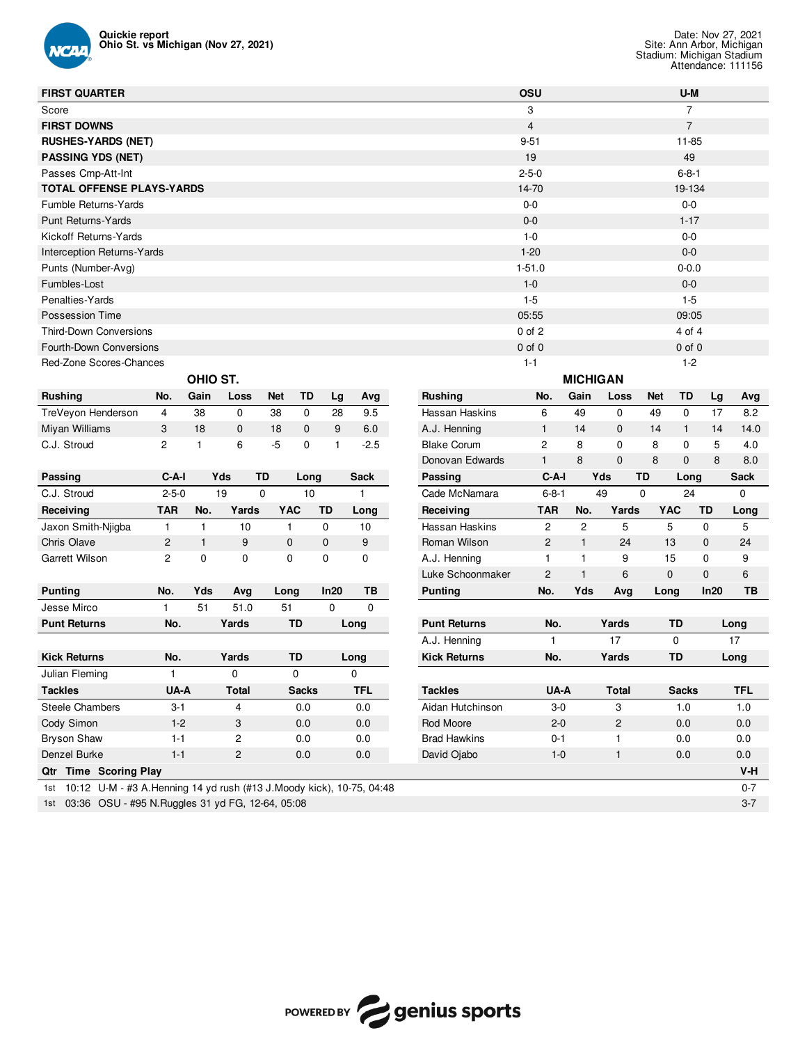**Quickie report**
**Ohio St. vs Michigan (Nov 27, 2021)**

Date: Nov 27, 2021
Site: Ann Arbor, Michigan
Stadium: Michigan Stadium
Attendance: 111156

| FIRST QUARTER | OSU | U-M |
|---|---|---|
| Score | 3 | 7 |
| **FIRST DOWNS** | 4 | 7 |
| **RUSHES-YARDS (NET)** | 9-51 | 11-85 |
| **PASSING YDS (NET)** | 19 | 49 |
| Passes Cmp-Att-Int | 2-5-0 | 6-8-1 |
| **TOTAL OFFENSE PLAYS-YARDS** | 14-70 | 19-134 |
| Fumble Returns-Yards | 0-0 | 0-0 |
| Punt Returns-Yards | 0-0 | 1-17 |
| Kickoff Returns-Yards | 1-0 | 0-0 |
| Interception Returns-Yards | 1-20 | 0-0 |
| Punts (Number-Avg) | 1-51.0 | 0-0.0 |
| Fumbles-Lost | 1-0 | 0-0 |
| Penalties-Yards | 1-5 | 1-5 |
| Possession Time | 05:55 | 09:05 |
| Third-Down Conversions | 0 of 2 | 4 of 4 |
| Fourth-Down Conversions | 0 of 0 | 0 of 0 |
| Red-Zone Scores-Chances | 1-1 | 1-2 |

## OHIO ST.

| Rushing | No. | Gain | Loss | Net | TD | Lg | Avg |
|---|---|---|---|---|---|---|---|
| TreVeyon Henderson | 4 | 38 | 0 | 38 | 0 | 28 | 9.5 |
| Miyan Williams | 3 | 18 | 0 | 18 | 0 | 9 | 6.0 |
| C.J. Stroud | 2 | 1 | 6 | -5 | 0 | 1 | -2.5 |

| Passing | C-A-I | Yds | TD | Long | Sack |
|---|---|---|---|---|---|
| C.J. Stroud | 2-5-0 | 19 | 0 | 10 | 1 |

| Receiving | TAR | No. | Yards | YAC | TD | Long |
|---|---|---|---|---|---|---|
| Jaxon Smith-Njigba | 1 | 1 | 10 | 1 | 0 | 10 |
| Chris Olave | 2 | 1 | 9 | 0 | 0 | 9 |
| Garrett Wilson | 2 | 0 | 0 | 0 | 0 | 0 |

| Punting | No. | Yds | Avg | Long | In20 | TB |
|---|---|---|---|---|---|---|
| Jesse Mirco | 1 | 51 | 51.0 | 51 | 0 | 0 |

| Punt Returns | No. | Yards | TD | Long |
|---|---|---|---|---|

| Kick Returns | No. | Yards | TD | Long |
|---|---|---|---|---|
| Julian Fleming | 1 | 0 | 0 | 0 |

| Tackles | UA-A | Total | Sacks | TFL |
|---|---|---|---|---|
| Steele Chambers | 3-1 | 4 | 0.0 | 0.0 |
| Cody Simon | 1-2 | 3 | 0.0 | 0.0 |
| Bryson Shaw | 1-1 | 2 | 0.0 | 0.0 |
| Denzel Burke | 1-1 | 2 | 0.0 | 0.0 |

## MICHIGAN

| Rushing | No. | Gain | Loss | Net | TD | Lg | Avg |
|---|---|---|---|---|---|---|---|
| Hassan Haskins | 6 | 49 | 0 | 49 | 0 | 17 | 8.2 |
| A.J. Henning | 1 | 14 | 0 | 14 | 1 | 14 | 14.0 |
| Blake Corum | 2 | 8 | 0 | 8 | 0 | 5 | 4.0 |
| Donovan Edwards | 1 | 8 | 0 | 8 | 0 | 8 | 8.0 |

| Passing | C-A-I | Yds | TD | Long | Sack |
|---|---|---|---|---|---|
| Cade McNamara | 6-8-1 | 49 | 0 | 24 | 0 |

| Receiving | TAR | No. | Yards | YAC | TD | Long |
|---|---|---|---|---|---|---|
| Hassan Haskins | 2 | 2 | 5 | 5 | 0 | 5 |
| Roman Wilson | 2 | 1 | 24 | 13 | 0 | 24 |
| A.J. Henning | 1 | 1 | 9 | 15 | 0 | 9 |
| Luke Schoonmaker | 2 | 1 | 6 | 0 | 0 | 6 |

| Punting | No. | Yds | Avg | Long | In20 | TB |
|---|---|---|---|---|---|---|

| Punt Returns | No. | Yards | TD | Long |
|---|---|---|---|---|
| A.J. Henning | 1 | 17 | 0 | 17 |

| Kick Returns | No. | Yards | TD | Long |
|---|---|---|---|---|

| Tackles | UA-A | Total | Sacks | TFL |
|---|---|---|---|---|
| Aidan Hutchinson | 3-0 | 3 | 1.0 | 1.0 |
| Rod Moore | 2-0 | 2 | 0.0 | 0.0 |
| Brad Hawkins | 0-1 | 1 | 0.0 | 0.0 |
| David Ojabo | 1-0 | 1 | 0.0 | 0.0 |

| Qtr | Time | Scoring Play | V-H |
|---|---|---|---|
| 1st | 10:12 | U-M - #3 A.Henning 14 yd rush (#13 J.Moody kick), 10-75, 04:48 | 0-7 |
| 1st | 03:36 | OSU - #95 N.Ruggles 31 yd FG, 12-64, 05:08 | 3-7 |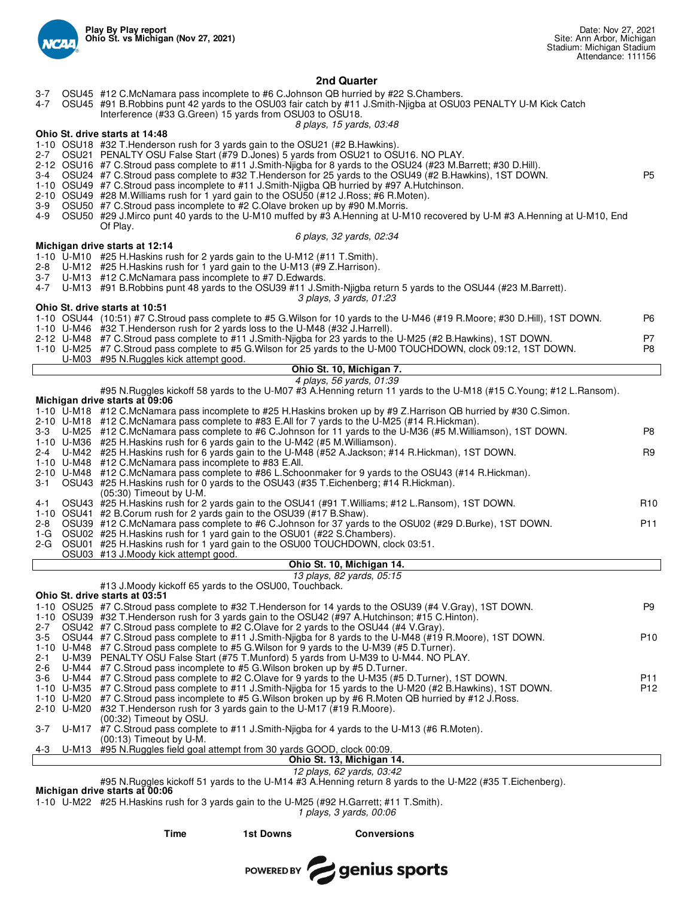Play By Play report
Ohio St. vs Michigan (Nov 27, 2021)

Date: Nov 27, 2021
Site: Ann Arbor, Michigan
Stadium: Michigan Stadium
Attendance: 111156

## 2nd Quarter

| Down | Spot | Play | |
|---|---|---|---|
| 3-7 | OSU45 | #12 C.McNamara pass incomplete to #6 C.Johnson QB hurried by #22 S.Chambers. | |
| 4-7 | OSU45 | #91 B.Robbins punt 42 yards to the OSU03 fair catch by #11 J.Smith-Njigba at OSU03 PENALTY U-M Kick Catch Interference (#33 G.Green) 15 yards from OSU03 to OSU18. | |

*8 plays, 15 yards, 03:48*

**Ohio St. drive starts at 14:48**

| Down | Spot | Play | |
|---|---|---|---|
| 1-10 | OSU18 | #32 T.Henderson rush for 3 yards gain to the OSU21 (#2 B.Hawkins). | |
| 2-7 | OSU21 | PENALTY OSU False Start (#79 D.Jones) 5 yards from OSU21 to OSU16. NO PLAY. | |
| 2-12 | OSU16 | #7 C.Stroud pass complete to #11 J.Smith-Njigba for 8 yards to the OSU24 (#23 M.Barrett; #30 D.Hill). | |
| 3-4 | OSU24 | #7 C.Stroud pass complete to #32 T.Henderson for 25 yards to the OSU49 (#2 B.Hawkins), 1ST DOWN. | P5 |
| 1-10 | OSU49 | #7 C.Stroud pass incomplete to #11 J.Smith-Njigba QB hurried by #97 A.Hutchinson. | |
| 2-10 | OSU49 | #28 M.Williams rush for 1 yard gain to the OSU50 (#12 J.Ross; #6 R.Moten). | |
| 3-9 | OSU50 | #7 C.Stroud pass incomplete to #2 C.Olave broken up by #90 M.Morris. | |
| 4-9 | OSU50 | #29 J.Mirco punt 40 yards to the U-M10 muffed by #3 A.Henning at U-M10 recovered by U-M #3 A.Henning at U-M10, End Of Play. | |

*6 plays, 32 yards, 02:34*

**Michigan drive starts at 12:14**

| Down | Spot | Play | |
|---|---|---|---|
| 1-10 | U-M10 | #25 H.Haskins rush for 2 yards gain to the U-M12 (#11 T.Smith). | |
| 2-8 | U-M12 | #25 H.Haskins rush for 1 yard gain to the U-M13 (#9 Z.Harrison). | |
| 3-7 | U-M13 | #12 C.McNamara pass incomplete to #7 D.Edwards. | |
| 4-7 | U-M13 | #91 B.Robbins punt 48 yards to the OSU39 #11 J.Smith-Njigba return 5 yards to the OSU44 (#23 M.Barrett). | |

*3 plays, 3 yards, 01:23*

**Ohio St. drive starts at 10:51**

| Down | Spot | Play | |
|---|---|---|---|
| 1-10 | OSU44 | (10:51) #7 C.Stroud pass complete to #5 G.Wilson for 10 yards to the U-M46 (#19 R.Moore; #30 D.Hill), 1ST DOWN. | P6 |
| 1-10 | U-M46 | #32 T.Henderson rush for 2 yards loss to the U-M48 (#32 J.Harrell). | |
| 2-12 | U-M48 | #7 C.Stroud pass complete to #11 J.Smith-Njigba for 23 yards to the U-M25 (#2 B.Hawkins), 1ST DOWN. | P7 |
| 1-10 | U-M25 | #7 C.Stroud pass complete to #5 G.Wilson for 25 yards to the U-M00 TOUCHDOWN, clock 09:12, 1ST DOWN. | P8 |
| | U-M03 | #95 N.Ruggles kick attempt good. | |

**Ohio St. 10, Michigan 7.**

*4 plays, 56 yards, 01:39*

#95 N.Ruggles kickoff 58 yards to the U-M07 #3 A.Henning return 11 yards to the U-M18 (#15 C.Young; #12 L.Ransom).

**Michigan drive starts at 09:06**

| Down | Spot | Play | |
|---|---|---|---|
| 1-10 | U-M18 | #12 C.McNamara pass incomplete to #25 H.Haskins broken up by #9 Z.Harrison QB hurried by #30 C.Simon. | |
| 2-10 | U-M18 | #12 C.McNamara pass complete to #83 E.All for 7 yards to the U-M25 (#14 R.Hickman). | |
| 3-3 | U-M25 | #12 C.McNamara pass complete to #6 C.Johnson for 11 yards to the U-M36 (#5 M.Williamson), 1ST DOWN. | P8 |
| 1-10 | U-M36 | #25 H.Haskins rush for 6 yards gain to the U-M42 (#5 M.Williamson). | |
| 2-4 | U-M42 | #25 H.Haskins rush for 6 yards gain to the U-M48 (#52 A.Jackson; #14 R.Hickman), 1ST DOWN. | R9 |
| 1-10 | U-M48 | #12 C.McNamara pass incomplete to #83 E.All. | |
| 2-10 | U-M48 | #12 C.McNamara pass complete to #86 L.Schoonmaker for 9 yards to the OSU43 (#14 R.Hickman). | |
| 3-1 | OSU43 | #25 H.Haskins rush for 0 yards to the OSU43 (#35 T.Eichenberg; #14 R.Hickman). (05:30) Timeout by U-M. | |
| 4-1 | OSU43 | #25 H.Haskins rush for 2 yards gain to the OSU41 (#91 T.Williams; #12 L.Ransom), 1ST DOWN. | R10 |
| 1-10 | OSU41 | #2 B.Corum rush for 2 yards gain to the OSU39 (#17 B.Shaw). | |
| 2-8 | OSU39 | #12 C.McNamara pass complete to #6 C.Johnson for 37 yards to the OSU02 (#29 D.Burke), 1ST DOWN. | P11 |
| 1-G | OSU02 | #25 H.Haskins rush for 1 yard gain to the OSU01 (#22 S.Chambers). | |
| 2-G | OSU01 | #25 H.Haskins rush for 1 yard gain to the OSU00 TOUCHDOWN, clock 03:51. | |
| | OSU03 | #13 J.Moody kick attempt good. | |

**Ohio St. 10, Michigan 14.**

*13 plays, 82 yards, 05:15*

#13 J.Moody kickoff 65 yards to the OSU00, Touchback.

**Ohio St. drive starts at 03:51**

| Down | Spot | Play | |
|---|---|---|---|
| 1-10 | OSU25 | #7 C.Stroud pass complete to #32 T.Henderson for 14 yards to the OSU39 (#4 V.Gray), 1ST DOWN. | P9 |
| 1-10 | OSU39 | #32 T.Henderson rush for 3 yards gain to the OSU42 (#97 A.Hutchinson; #15 C.Hinton). | |
| 2-7 | OSU42 | #7 C.Stroud pass complete to #2 C.Olave for 2 yards to the OSU44 (#4 V.Gray). | |
| 3-5 | OSU44 | #7 C.Stroud pass complete to #11 J.Smith-Njigba for 8 yards to the U-M48 (#19 R.Moore), 1ST DOWN. | P10 |
| 1-10 | U-M48 | #7 C.Stroud pass complete to #5 G.Wilson for 9 yards to the U-M39 (#5 D.Turner). | |
| 2-1 | U-M39 | PENALTY OSU False Start (#75 T.Munford) 5 yards from U-M39 to U-M44. NO PLAY. | |
| 2-6 | U-M44 | #7 C.Stroud pass incomplete to #5 G.Wilson broken up by #5 D.Turner. | |
| 3-6 | U-M44 | #7 C.Stroud pass complete to #2 C.Olave for 9 yards to the U-M35 (#5 D.Turner), 1ST DOWN. | P11 |
| 1-10 | U-M35 | #7 C.Stroud pass complete to #11 J.Smith-Njigba for 15 yards to the U-M20 (#2 B.Hawkins), 1ST DOWN. | P12 |
| 1-10 | U-M20 | #7 C.Stroud pass incomplete to #5 G.Wilson broken up by #6 R.Moten QB hurried by #12 J.Ross. | |
| 2-10 | U-M20 | #32 T.Henderson rush for 3 yards gain to the U-M17 (#19 R.Moore). (00:32) Timeout by OSU. | |
| 3-7 | U-M17 | #7 C.Stroud pass complete to #11 J.Smith-Njigba for 4 yards to the U-M13 (#6 R.Moten). (00:13) Timeout by U-M. | |
| 4-3 | U-M13 | #95 N.Ruggles field goal attempt from 30 yards GOOD, clock 00:09. | |

**Ohio St. 13, Michigan 14.**

*12 plays, 62 yards, 03:42*

#95 N.Ruggles kickoff 51 yards to the U-M14 #3 A.Henning return 8 yards to the U-M22 (#35 T.Eichenberg).

**Michigan drive starts at 00:06**

| Down | Spot | Play | |
|---|---|---|---|
| 1-10 | U-M22 | #25 H.Haskins rush for 3 yards gain to the U-M25 (#92 H.Garrett; #11 T.Smith). | |

*1 plays, 3 yards, 00:06*

Time | 1st Downs | Conversions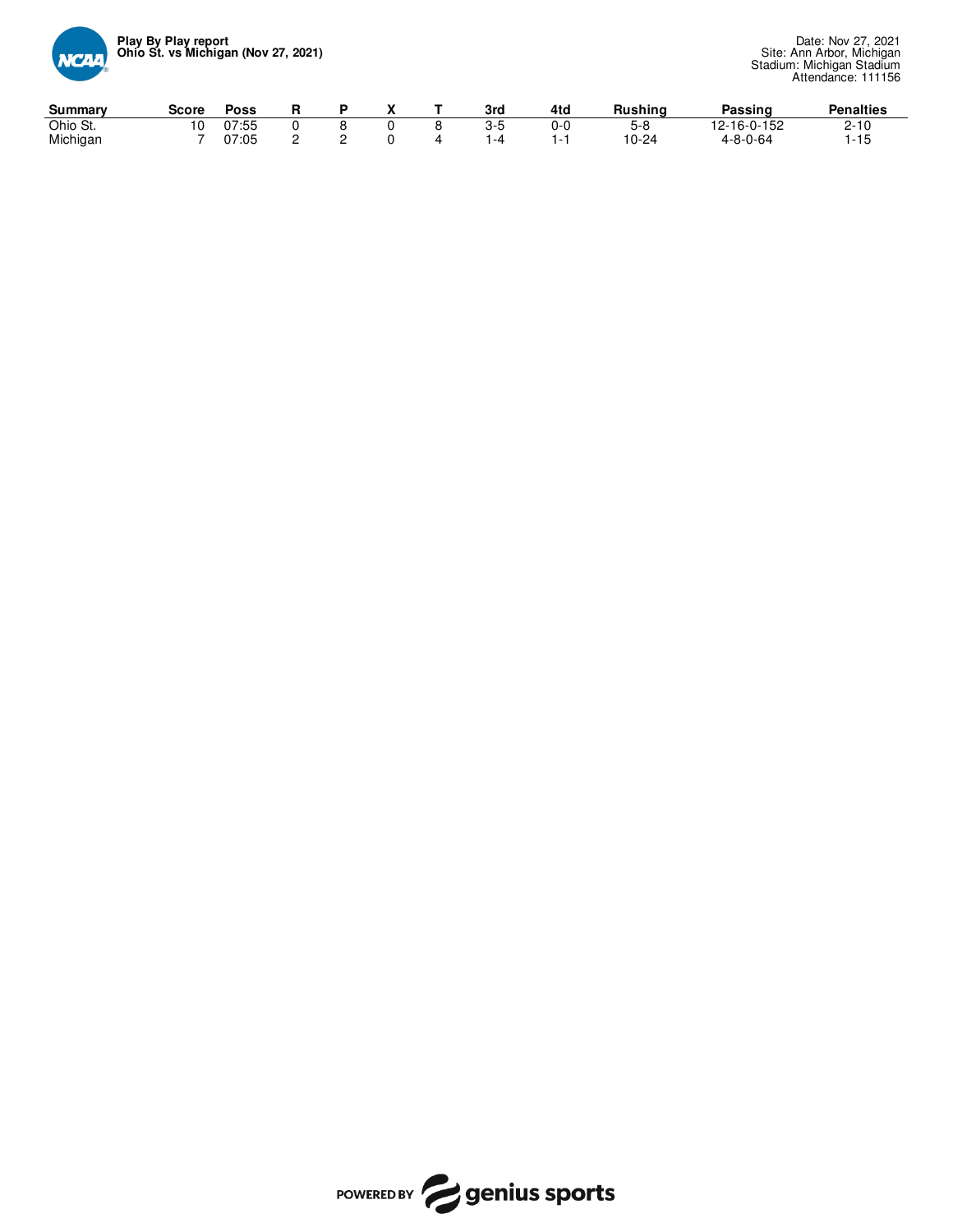**Play By Play report**
**Ohio St. vs Michigan (Nov 27, 2021)**

Date: Nov 27, 2021
Site: Ann Arbor, Michigan
Stadium: Michigan Stadium
Attendance: 111156

| Summary | Score | Poss | R | P | X | T | 3rd | 4td | Rushing | Passing | Penalties |
|---|---|---|---|---|---|---|---|---|---|---|---|
| Ohio St. | 10 | 07:55 | 0 | 8 | 0 | 8 | 3-5 | 0-0 | 5-8 | 12-16-0-152 | 2-10 |
| Michigan | 7 | 07:05 | 2 | 2 | 0 | 4 | 1-4 | 1-1 | 10-24 | 4-8-0-64 | 1-15 |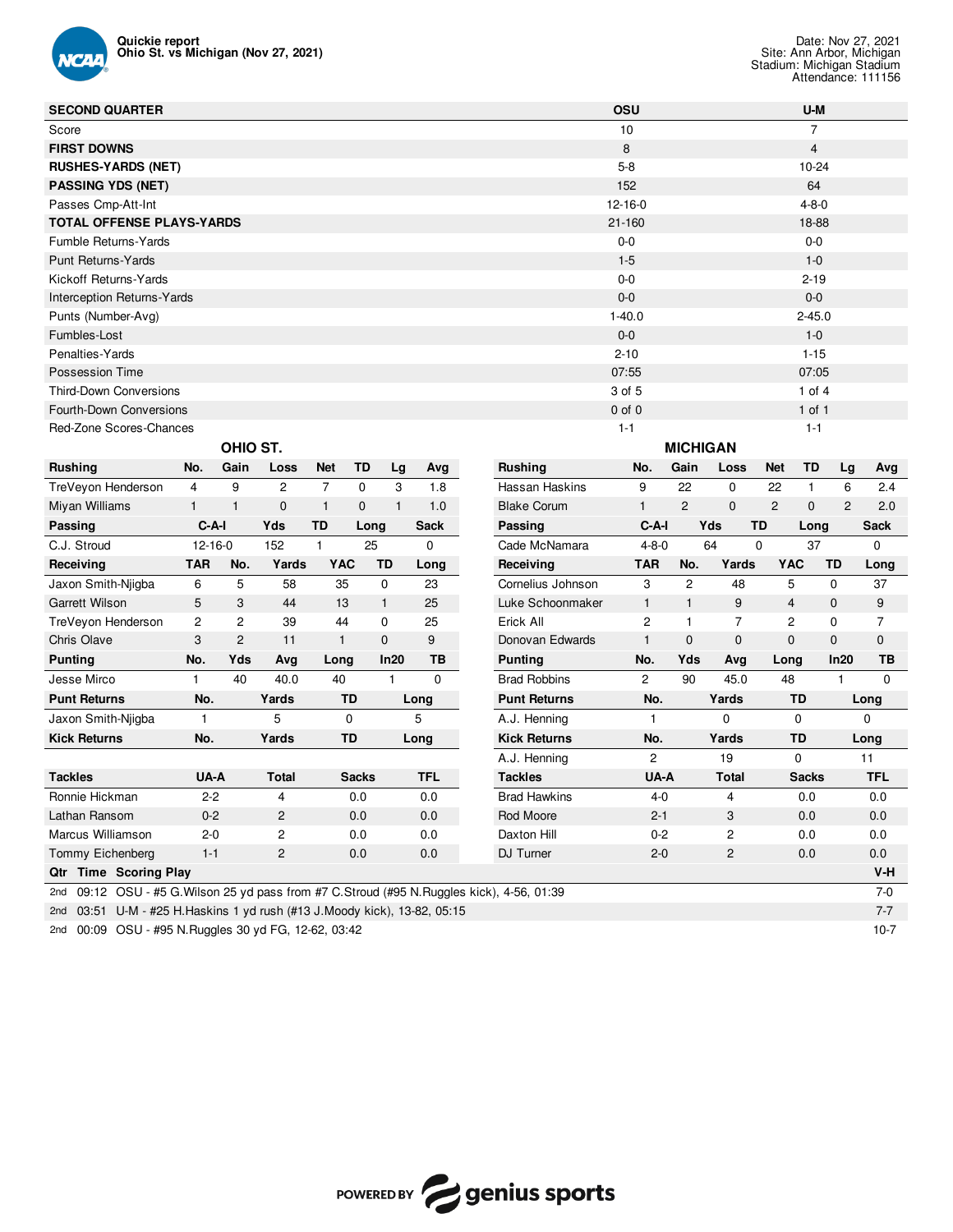Quickie report
Ohio St. vs Michigan (Nov 27, 2021)

Date: Nov 27, 2021
Site: Ann Arbor, Michigan
Stadium: Michigan Stadium
Attendance: 111156

| SECOND QUARTER | OSU | U-M |
|---|---|---|
| Score | 10 | 7 |
| **FIRST DOWNS** | 8 | 4 |
| **RUSHES-YARDS (NET)** | 5-8 | 10-24 |
| **PASSING YDS (NET)** | 152 | 64 |
| Passes Cmp-Att-Int | 12-16-0 | 4-8-0 |
| **TOTAL OFFENSE PLAYS-YARDS** | 21-160 | 18-88 |
| Fumble Returns-Yards | 0-0 | 0-0 |
| Punt Returns-Yards | 1-5 | 1-0 |
| Kickoff Returns-Yards | 0-0 | 2-19 |
| Interception Returns-Yards | 0-0 | 0-0 |
| Punts (Number-Avg) | 1-40.0 | 2-45.0 |
| Fumbles-Lost | 0-0 | 1-0 |
| Penalties-Yards | 2-10 | 1-15 |
| Possession Time | 07:55 | 07:05 |
| Third-Down Conversions | 3 of 5 | 1 of 4 |
| Fourth-Down Conversions | 0 of 0 | 1 of 1 |
| Red-Zone Scores-Chances | 1-1 | 1-1 |

## OHIO ST.

| Rushing | No. | Gain | Loss | Net | TD | Lg | Avg |
|---|---|---|---|---|---|---|---|
| TreVeyon Henderson | 4 | 9 | 2 | 7 | 0 | 3 | 1.8 |
| Miyan Williams | 1 | 1 | 0 | 1 | 0 | 1 | 1.0 |

| Passing | C-A-I | Yds | TD | Long | Sack |
|---|---|---|---|---|---|
| C.J. Stroud | 12-16-0 | 152 | 1 | 25 | 0 |

| Receiving | TAR | No. | Yards | YAC | TD | Long |
|---|---|---|---|---|---|---|
| Jaxon Smith-Njigba | 6 | 5 | 58 | 35 | 0 | 23 |
| Garrett Wilson | 5 | 3 | 44 | 13 | 1 | 25 |
| TreVeyon Henderson | 2 | 2 | 39 | 44 | 0 | 25 |
| Chris Olave | 3 | 2 | 11 | 1 | 0 | 9 |

| Punting | No. | Yds | Avg | Long | In20 | TB |
|---|---|---|---|---|---|---|
| Jesse Mirco | 1 | 40 | 40.0 | 40 | 1 | 0 |

| Punt Returns | No. | Yards | TD | Long |
|---|---|---|---|---|
| Jaxon Smith-Njigba | 1 | 5 | 0 | 5 |

| Kick Returns | No. | Yards | TD | Long |
|---|---|---|---|---|

| Tackles | UA-A | Total | Sacks | TFL |
|---|---|---|---|---|
| Ronnie Hickman | 2-2 | 4 | 0.0 | 0.0 |
| Lathan Ransom | 0-2 | 2 | 0.0 | 0.0 |
| Marcus Williamson | 2-0 | 2 | 0.0 | 0.0 |
| Tommy Eichenberg | 1-1 | 2 | 0.0 | 0.0 |

## MICHIGAN

| Rushing | No. | Gain | Loss | Net | TD | Lg | Avg |
|---|---|---|---|---|---|---|---|
| Hassan Haskins | 9 | 22 | 0 | 22 | 1 | 6 | 2.4 |
| Blake Corum | 1 | 2 | 0 | 2 | 0 | 2 | 2.0 |

| Passing | C-A-I | Yds | TD | Long | Sack |
|---|---|---|---|---|---|
| Cade McNamara | 4-8-0 | 64 | 0 | 37 | 0 |

| Receiving | TAR | No. | Yards | YAC | TD | Long |
|---|---|---|---|---|---|---|
| Cornelius Johnson | 3 | 2 | 48 | 5 | 0 | 37 |
| Luke Schoonmaker | 1 | 1 | 9 | 4 | 0 | 9 |
| Erick All | 2 | 1 | 7 | 2 | 0 | 7 |
| Donovan Edwards | 1 | 0 | 0 | 0 | 0 | 0 |

| Punting | No. | Yds | Avg | Long | In20 | TB |
|---|---|---|---|---|---|---|
| Brad Robbins | 2 | 90 | 45.0 | 48 | 1 | 0 |

| Punt Returns | No. | Yards | TD | Long |
|---|---|---|---|---|
| A.J. Henning | 1 | 0 | 0 | 0 |

| Kick Returns | No. | Yards | TD | Long |
|---|---|---|---|---|
| A.J. Henning | 2 | 19 | 0 | 11 |

| Tackles | UA-A | Total | Sacks | TFL |
|---|---|---|---|---|
| Brad Hawkins | 4-0 | 4 | 0.0 | 0.0 |
| Rod Moore | 2-1 | 3 | 0.0 | 0.0 |
| Daxton Hill | 0-2 | 2 | 0.0 | 0.0 |
| DJ Turner | 2-0 | 2 | 0.0 | 0.0 |

| Qtr | Time | Scoring Play | V-H |
|---|---|---|---|
| 2nd | 09:12 | OSU - #5 G.Wilson 25 yd pass from #7 C.Stroud (#95 N.Ruggles kick), 4-56, 01:39 | 7-0 |
| 2nd | 03:51 | U-M - #25 H.Haskins 1 yd rush (#13 J.Moody kick), 13-82, 05:15 | 7-7 |
| 2nd | 00:09 | OSU - #95 N.Ruggles 30 yd FG, 12-62, 03:42 | 10-7 |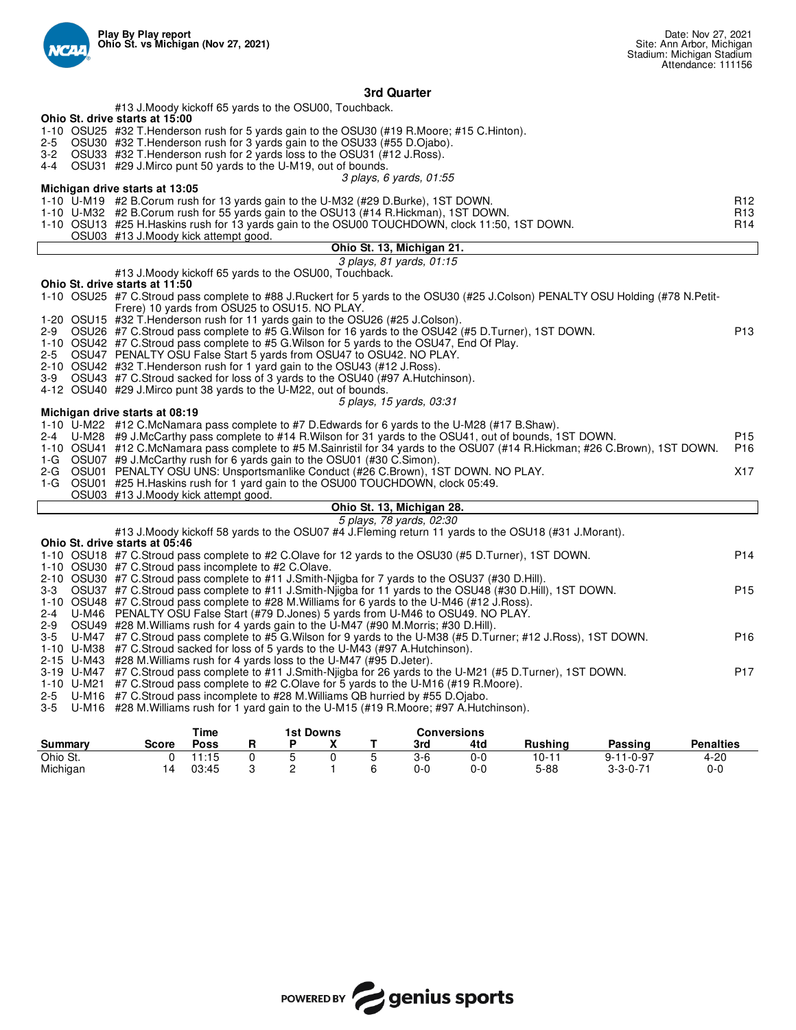Play By Play report
Ohio St. vs Michigan (Nov 27, 2021)

Date: Nov 27, 2021
Site: Ann Arbor, Michigan
Stadium: Michigan Stadium
Attendance: 111156

## 3rd Quarter

#13 J.Moody kickoff 65 yards to the OSU00, Touchback.

**Ohio St. drive starts at 15:00**

1-10 OSU25 #32 T.Henderson rush for 5 yards gain to the OSU30 (#19 R.Moore; #15 C.Hinton).
2-5 OSU30 #32 T.Henderson rush for 3 yards gain to the OSU33 (#55 D.Ojabo).
3-2 OSU33 #32 T.Henderson rush for 2 yards loss to the OSU31 (#12 J.Ross).
4-4 OSU31 #29 J.Mirco punt 50 yards to the U-M19, out of bounds.

*3 plays, 6 yards, 01:55*

**Michigan drive starts at 13:05**

1-10 U-M19 #2 B.Corum rush for 13 yards gain to the U-M32 (#29 D.Burke), 1ST DOWN. R12
1-10 U-M32 #2 B.Corum rush for 55 yards gain to the OSU13 (#14 R.Hickman), 1ST DOWN. R13
1-10 OSU13 #25 H.Haskins rush for 13 yards gain to the OSU00 TOUCHDOWN, clock 11:50, 1ST DOWN. R14
OSU03 #13 J.Moody kick attempt good.

**Ohio St. 13, Michigan 21.**

*3 plays, 81 yards, 01:15*

#13 J.Moody kickoff 65 yards to the OSU00, Touchback.

**Ohio St. drive starts at 11:50**

1-10 OSU25 #7 C.Stroud pass complete to #88 J.Ruckert for 5 yards to the OSU30 (#25 J.Colson) PENALTY OSU Holding (#78 N.Petit-Frere) 10 yards from OSU25 to OSU15. NO PLAY.
1-20 OSU15 #32 T.Henderson rush for 11 yards gain to the OSU26 (#25 J.Colson).
2-9 OSU26 #7 C.Stroud pass complete to #5 G.Wilson for 16 yards to the OSU42 (#5 D.Turner), 1ST DOWN. P13
1-10 OSU42 #7 C.Stroud pass complete to #5 G.Wilson for 5 yards to the OSU47, End Of Play.
2-5 OSU47 PENALTY OSU False Start 5 yards from OSU47 to OSU42. NO PLAY.
2-10 OSU42 #32 T.Henderson rush for 1 yard gain to the OSU43 (#12 J.Ross).
3-9 OSU43 #7 C.Stroud sacked for loss of 3 yards to the OSU40 (#97 A.Hutchinson).
4-12 OSU40 #29 J.Mirco punt 38 yards to the U-M22, out of bounds.

*5 plays, 15 yards, 03:31*

**Michigan drive starts at 08:19**

1-10 U-M22 #12 C.McNamara pass complete to #7 D.Edwards for 6 yards to the U-M28 (#17 B.Shaw).
2-4 U-M28 #9 J.McCarthy pass complete to #14 R.Wilson for 31 yards to the OSU41, out of bounds, 1ST DOWN. P15
1-10 OSU41 #12 C.McNamara pass complete to #5 M.Sainristil for 34 yards to the OSU07 (#14 R.Hickman; #26 C.Brown), 1ST DOWN. P16
1-G OSU07 #9 J.McCarthy rush for 6 yards gain to the OSU01 (#30 C.Simon).
2-G OSU01 PENALTY OSU UNS: Unsportsmanlike Conduct (#26 C.Brown), 1ST DOWN. NO PLAY. X17
1-G OSU01 #25 H.Haskins rush for 1 yard gain to the OSU00 TOUCHDOWN, clock 05:49.
OSU03 #13 J.Moody kick attempt good.

**Ohio St. 13, Michigan 28.**

*5 plays, 78 yards, 02:30*

#13 J.Moody kickoff 58 yards to the OSU07 #4 J.Fleming return 11 yards to the OSU18 (#31 J.Morant).

**Ohio St. drive starts at 05:46**

1-10 OSU18 #7 C.Stroud pass complete to #2 C.Olave for 12 yards to the OSU30 (#5 D.Turner), 1ST DOWN. P14
1-10 OSU30 #7 C.Stroud pass incomplete to #2 C.Olave.
2-10 OSU30 #7 C.Stroud pass complete to #11 J.Smith-Njigba for 7 yards to the OSU37 (#30 D.Hill).
3-3 OSU37 #7 C.Stroud pass complete to #11 J.Smith-Njigba for 11 yards to the OSU48 (#30 D.Hill), 1ST DOWN. P15
1-10 OSU48 #7 C.Stroud pass complete to #28 M.Williams for 6 yards to the U-M46 (#12 J.Ross).
2-4 U-M46 PENALTY OSU False Start (#79 D.Jones) 5 yards from U-M46 to OSU49. NO PLAY.
2-9 OSU49 #28 M.Williams rush for 4 yards gain to the U-M47 (#90 M.Morris; #30 D.Hill).
3-5 U-M47 #7 C.Stroud pass complete to #5 G.Wilson for 9 yards to the U-M38 (#5 D.Turner; #12 J.Ross), 1ST DOWN. P16
1-10 U-M38 #7 C.Stroud sacked for loss of 5 yards to the U-M43 (#97 A.Hutchinson).
2-15 U-M43 #28 M.Williams rush for 4 yards loss to the U-M47 (#95 D.Jeter).
3-19 U-M47 #7 C.Stroud pass complete to #11 J.Smith-Njigba for 26 yards to the U-M21 (#5 D.Turner), 1ST DOWN. P17
1-10 U-M21 #7 C.Stroud pass complete to #2 C.Olave for 5 yards to the U-M16 (#19 R.Moore).
2-5 U-M16 #7 C.Stroud pass incomplete to #28 M.Williams QB hurried by #55 D.Ojabo.
3-5 U-M16 #28 M.Williams rush for 1 yard gain to the U-M15 (#19 R.Moore; #97 A.Hutchinson).

| Summary | Score | Time Poss | 1st Downs R | P | X | T | Conversions 3rd | 4td | Rushing | Passing | Penalties |
|---|---|---|---|---|---|---|---|---|---|---|---|
| Ohio St. | 0 | 11:15 | 0 | 5 | 0 | 5 | 3-6 | 0-0 | 10-11 | 9-11-0-97 | 4-20 |
| Michigan | 14 | 03:45 | 3 | 2 | 1 | 6 | 0-0 | 0-0 | 5-88 | 3-3-0-71 | 0-0 |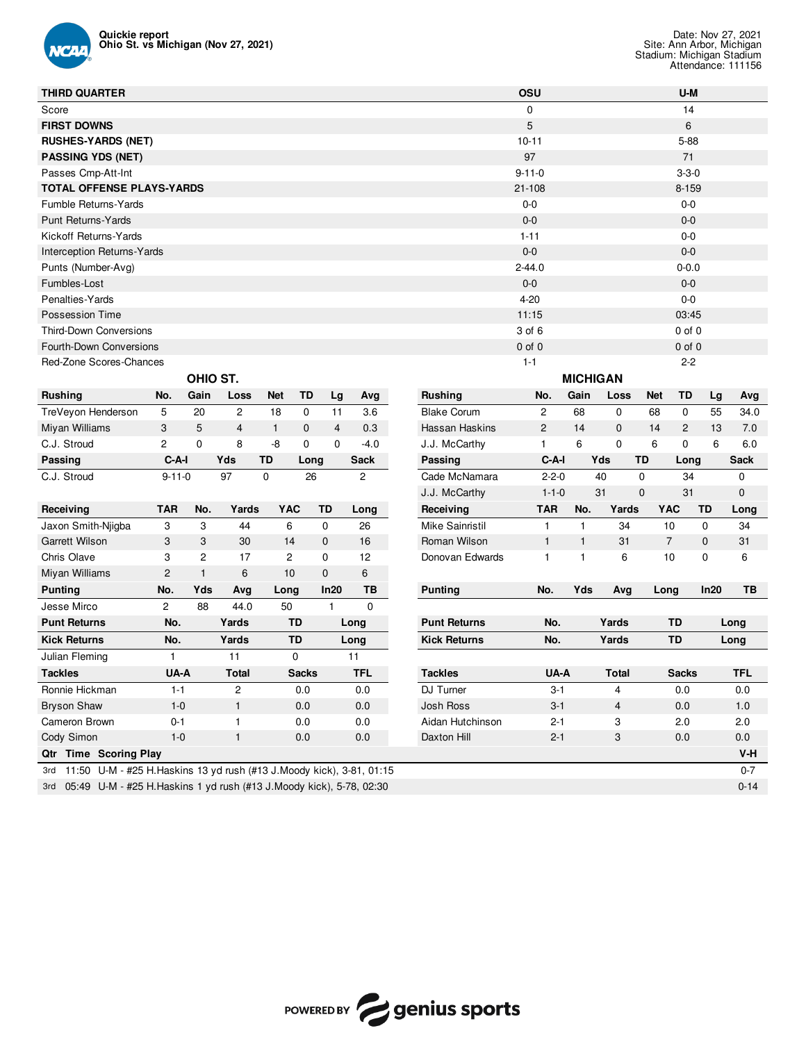**Quickie report**
**Ohio St. vs Michigan (Nov 27, 2021)**

Date: Nov 27, 2021
Site: Ann Arbor, Michigan
Stadium: Michigan Stadium
Attendance: 111156

| THIRD QUARTER | OSU | U-M |
|---|---|---|
| Score | 0 | 14 |
| **FIRST DOWNS** | 5 | 6 |
| **RUSHES-YARDS (NET)** | 10-11 | 5-88 |
| **PASSING YDS (NET)** | 97 | 71 |
| Passes Cmp-Att-Int | 9-11-0 | 3-3-0 |
| **TOTAL OFFENSE PLAYS-YARDS** | 21-108 | 8-159 |
| Fumble Returns-Yards | 0-0 | 0-0 |
| Punt Returns-Yards | 0-0 | 0-0 |
| Kickoff Returns-Yards | 1-11 | 0-0 |
| Interception Returns-Yards | 0-0 | 0-0 |
| Punts (Number-Avg) | 2-44.0 | 0-0.0 |
| Fumbles-Lost | 0-0 | 0-0 |
| Penalties-Yards | 4-20 | 0-0 |
| Possession Time | 11:15 | 03:45 |
| Third-Down Conversions | 3 of 6 | 0 of 0 |
| Fourth-Down Conversions | 0 of 0 | 0 of 0 |
| Red-Zone Scores-Chances | 1-1 | 2-2 |

## OHIO ST.

| Rushing | No. | Gain | Loss | Net | TD | Lg | Avg |
|---|---|---|---|---|---|---|---|
| TreVeyon Henderson | 5 | 20 | 2 | 18 | 0 | 11 | 3.6 |
| Miyan Williams | 3 | 5 | 4 | 1 | 0 | 4 | 0.3 |
| C.J. Stroud | 2 | 0 | 8 | -8 | 0 | 0 | -4.0 |

| Passing | C-A-I | Yds | TD | Long | Sack |
|---|---|---|---|---|---|
| C.J. Stroud | 9-11-0 | 97 | 0 | 26 | 2 |

| Receiving | TAR | No. | Yards | YAC | TD | Long |
|---|---|---|---|---|---|---|
| Jaxon Smith-Njigba | 3 | 3 | 44 | 6 | 0 | 26 |
| Garrett Wilson | 3 | 3 | 30 | 14 | 0 | 16 |
| Chris Olave | 3 | 2 | 17 | 2 | 0 | 12 |
| Miyan Williams | 2 | 1 | 6 | 10 | 0 | 6 |

| Punting | No. | Yds | Avg | Long | In20 | TB |
|---|---|---|---|---|---|---|
| Jesse Mirco | 2 | 88 | 44.0 | 50 | 1 | 0 |

| Punt Returns | No. | Yards | TD | Long |
|---|---|---|---|---|

| Kick Returns | No. | Yards | TD | Long |
|---|---|---|---|---|
| Julian Fleming | 1 | 11 | 0 | 11 |

| Tackles | UA-A | Total | Sacks | TFL |
|---|---|---|---|---|
| Ronnie Hickman | 1-1 | 2 | 0.0 | 0.0 |
| Bryson Shaw | 1-0 | 1 | 0.0 | 0.0 |
| Cameron Brown | 0-1 | 1 | 0.0 | 0.0 |
| Cody Simon | 1-0 | 1 | 0.0 | 0.0 |

## MICHIGAN

| Rushing | No. | Gain | Loss | Net | TD | Lg | Avg |
|---|---|---|---|---|---|---|---|
| Blake Corum | 2 | 68 | 0 | 68 | 0 | 55 | 34.0 |
| Hassan Haskins | 2 | 14 | 0 | 14 | 2 | 13 | 7.0 |
| J.J. McCarthy | 1 | 6 | 0 | 6 | 0 | 6 | 6.0 |

| Passing | C-A-I | Yds | TD | Long | Sack |
|---|---|---|---|---|---|
| Cade McNamara | 2-2-0 | 40 | 0 | 34 | 0 |
| J.J. McCarthy | 1-1-0 | 31 | 0 | 31 | 0 |

| Receiving | TAR | No. | Yards | YAC | TD | Long |
|---|---|---|---|---|---|---|
| Mike Sainristil | 1 | 1 | 34 | 10 | 0 | 34 |
| Roman Wilson | 1 | 1 | 31 | 7 | 0 | 31 |
| Donovan Edwards | 1 | 1 | 6 | 10 | 0 | 6 |

| Punting | No. | Yds | Avg | Long | In20 | TB |
|---|---|---|---|---|---|---|

| Punt Returns | No. | Yards | TD | Long |
|---|---|---|---|---|

| Kick Returns | No. | Yards | TD | Long |
|---|---|---|---|---|

| Tackles | UA-A | Total | Sacks | TFL |
|---|---|---|---|---|
| DJ Turner | 3-1 | 4 | 0.0 | 0.0 |
| Josh Ross | 3-1 | 4 | 0.0 | 1.0 |
| Aidan Hutchinson | 2-1 | 3 | 2.0 | 2.0 |
| Daxton Hill | 2-1 | 3 | 0.0 | 0.0 |

| Qtr | Time | Scoring Play | V-H |
|---|---|---|---|
| 3rd | 11:50 | U-M - #25 H.Haskins 13 yd rush (#13 J.Moody kick), 3-81, 01:15 | 0-7 |
| 3rd | 05:49 | U-M - #25 H.Haskins 1 yd rush (#13 J.Moody kick), 5-78, 02:30 | 0-14 |

POWERED BY genius sports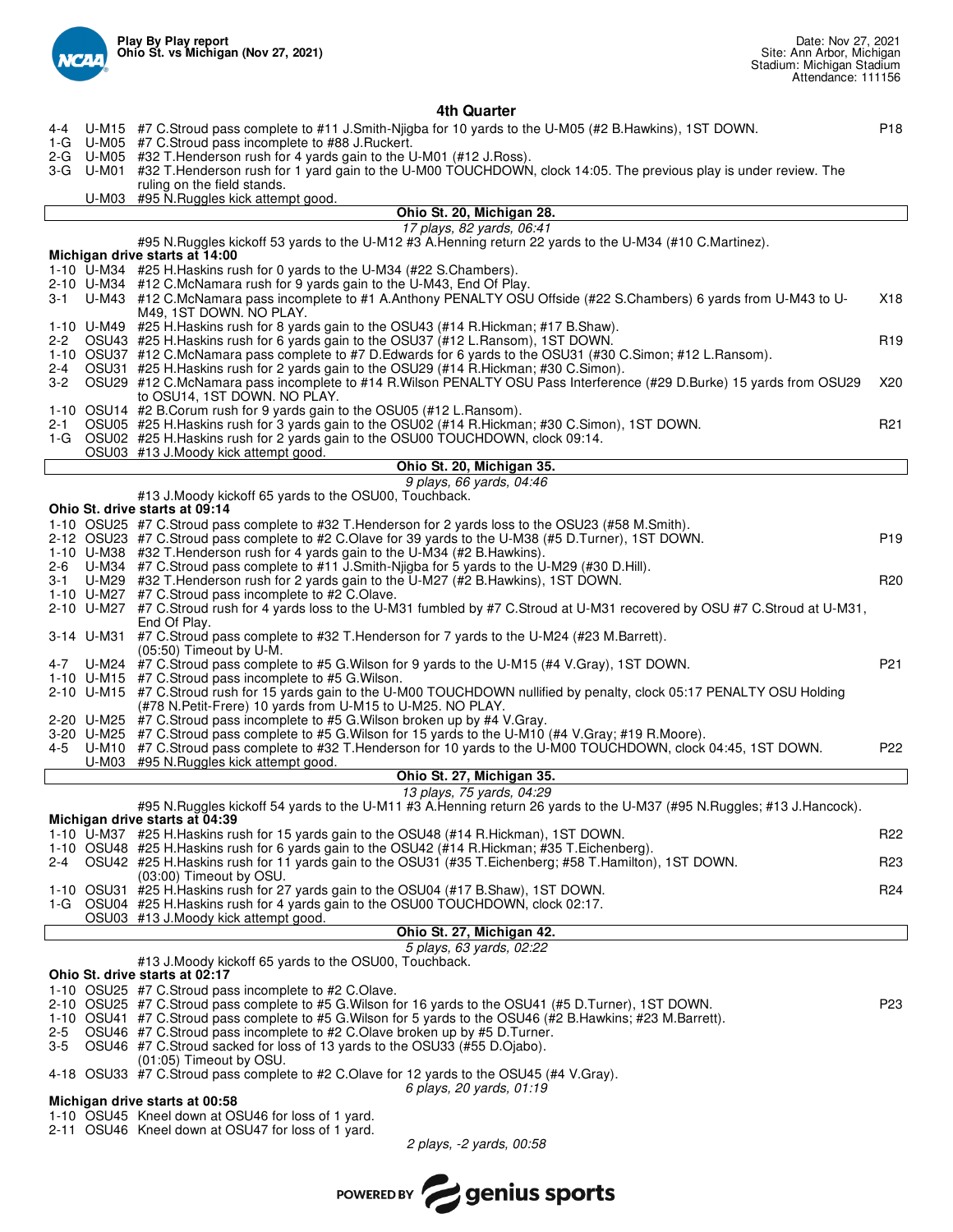**Play By Play report**
**Ohio St. vs Michigan (Nov 27, 2021)**

Date: Nov 27, 2021
Site: Ann Arbor, Michigan
Stadium: Michigan Stadium
Attendance: 111156

## 4th Quarter

| Down | Spot | Play | |
|---|---|---|---|
| 4-4 | U-M15 | #7 C.Stroud pass complete to #11 J.Smith-Njigba for 10 yards to the U-M05 (#2 B.Hawkins), 1ST DOWN. | P18 |
| 1-G | U-M05 | #7 C.Stroud pass incomplete to #88 J.Ruckert. | |
| 2-G | U-M05 | #32 T.Henderson rush for 4 yards gain to the U-M01 (#12 J.Ross). | |
| 3-G | U-M01 | #32 T.Henderson rush for 1 yard gain to the U-M00 TOUCHDOWN, clock 14:05. The previous play is under review. The ruling on the field stands. | |
| | U-M03 | #95 N.Ruggles kick attempt good. | |

**Ohio St. 20, Michigan 28.**

*17 plays, 82 yards, 06:41*

#95 N.Ruggles kickoff 53 yards to the U-M12 #3 A.Henning return 22 yards to the U-M34 (#10 C.Martinez).

**Michigan drive starts at 14:00**

| Down | Spot | Play | |
|---|---|---|---|
| 1-10 | U-M34 | #25 H.Haskins rush for 0 yards to the U-M34 (#22 S.Chambers). | |
| 2-10 | U-M34 | #12 C.McNamara rush for 9 yards gain to the U-M43, End Of Play. | |
| 3-1 | U-M43 | #12 C.McNamara pass incomplete to #1 A.Anthony PENALTY OSU Offside (#22 S.Chambers) 6 yards from U-M43 to U-M49, 1ST DOWN. NO PLAY. | X18 |
| 1-10 | U-M49 | #25 H.Haskins rush for 8 yards gain to the OSU43 (#14 R.Hickman; #17 B.Shaw). | |
| 2-2 | OSU43 | #25 H.Haskins rush for 6 yards gain to the OSU37 (#12 L.Ransom), 1ST DOWN. | R19 |
| 1-10 | OSU37 | #12 C.McNamara pass complete to #7 D.Edwards for 6 yards to the OSU31 (#30 C.Simon; #12 L.Ransom). | |
| 2-4 | OSU31 | #25 H.Haskins rush for 2 yards gain to the OSU29 (#14 R.Hickman; #30 C.Simon). | |
| 3-2 | OSU29 | #12 C.McNamara pass incomplete to #14 R.Wilson PENALTY OSU Pass Interference (#29 D.Burke) 15 yards from OSU29 to OSU14, 1ST DOWN. NO PLAY. | X20 |
| 1-10 | OSU14 | #2 B.Corum rush for 9 yards gain to the OSU05 (#12 L.Ransom). | |
| 2-1 | OSU05 | #25 H.Haskins rush for 3 yards gain to the OSU02 (#14 R.Hickman; #30 C.Simon), 1ST DOWN. | R21 |
| 1-G | OSU02 | #25 H.Haskins rush for 2 yards gain to the OSU00 TOUCHDOWN, clock 09:14. | |
| | OSU03 | #13 J.Moody kick attempt good. | |

**Ohio St. 20, Michigan 35.**

*9 plays, 66 yards, 04:46*

#13 J.Moody kickoff 65 yards to the OSU00, Touchback.

**Ohio St. drive starts at 09:14**

| Down | Spot | Play | |
|---|---|---|---|
| 1-10 | OSU25 | #7 C.Stroud pass complete to #32 T.Henderson for 2 yards loss to the OSU23 (#58 M.Smith). | |
| 2-12 | OSU23 | #7 C.Stroud pass complete to #2 C.Olave for 39 yards to the U-M38 (#5 D.Turner), 1ST DOWN. | P19 |
| 1-10 | U-M38 | #32 T.Henderson rush for 4 yards gain to the U-M34 (#2 B.Hawkins). | |
| 2-6 | U-M34 | #7 C.Stroud pass complete to #11 J.Smith-Njigba for 5 yards to the U-M29 (#30 D.Hill). | |
| 3-1 | U-M29 | #32 T.Henderson rush for 2 yards gain to the U-M27 (#2 B.Hawkins), 1ST DOWN. | R20 |
| 1-10 | U-M27 | #7 C.Stroud pass incomplete to #2 C.Olave. | |
| 2-10 | U-M27 | #7 C.Stroud rush for 4 yards loss to the U-M31 fumbled by #7 C.Stroud at U-M31 recovered by OSU #7 C.Stroud at U-M31, End Of Play. | |
| 3-14 | U-M31 | #7 C.Stroud pass complete to #32 T.Henderson for 7 yards to the U-M24 (#23 M.Barrett). (05:50) Timeout by U-M. | |
| 4-7 | U-M24 | #7 C.Stroud pass complete to #5 G.Wilson for 9 yards to the U-M15 (#4 V.Gray), 1ST DOWN. | P21 |
| 1-10 | U-M15 | #7 C.Stroud pass incomplete to #5 G.Wilson. | |
| 2-10 | U-M15 | #7 C.Stroud rush for 15 yards gain to the U-M00 TOUCHDOWN nullified by penalty, clock 05:17 PENALTY OSU Holding (#78 N.Petit-Frere) 10 yards from U-M15 to U-M25. NO PLAY. | |
| 2-20 | U-M25 | #7 C.Stroud pass incomplete to #5 G.Wilson broken up by #4 V.Gray. | |
| 3-20 | U-M25 | #7 C.Stroud pass complete to #5 G.Wilson for 15 yards to the U-M10 (#4 V.Gray; #19 R.Moore). | |
| 4-5 | U-M10 | #7 C.Stroud pass complete to #32 T.Henderson for 10 yards to the U-M00 TOUCHDOWN, clock 04:45, 1ST DOWN. | P22 |
| | U-M03 | #95 N.Ruggles kick attempt good. | |

**Ohio St. 27, Michigan 35.**

*13 plays, 75 yards, 04:29*

#95 N.Ruggles kickoff 54 yards to the U-M11 #3 A.Henning return 26 yards to the U-M37 (#95 N.Ruggles; #13 J.Hancock).

**Michigan drive starts at 04:39**

| Down | Spot | Play | |
|---|---|---|---|
| 1-10 | U-M37 | #25 H.Haskins rush for 15 yards gain to the OSU48 (#14 R.Hickman), 1ST DOWN. | R22 |
| 1-10 | OSU48 | #25 H.Haskins rush for 6 yards gain to the OSU42 (#14 R.Hickman; #35 T.Eichenberg). | |
| 2-4 | OSU42 | #25 H.Haskins rush for 11 yards gain to the OSU31 (#35 T.Eichenberg; #58 T.Hamilton), 1ST DOWN. (03:00) Timeout by OSU. | R23 |
| 1-10 | OSU31 | #25 H.Haskins rush for 27 yards gain to the OSU04 (#17 B.Shaw), 1ST DOWN. | R24 |
| 1-G | OSU04 | #25 H.Haskins rush for 4 yards gain to the OSU00 TOUCHDOWN, clock 02:17. | |
| | OSU03 | #13 J.Moody kick attempt good. | |

**Ohio St. 27, Michigan 42.**

*5 plays, 63 yards, 02:22*

#13 J.Moody kickoff 65 yards to the OSU00, Touchback.

**Ohio St. drive starts at 02:17**

| Down | Spot | Play | |
|---|---|---|---|
| 1-10 | OSU25 | #7 C.Stroud pass incomplete to #2 C.Olave. | |
| 2-10 | OSU25 | #7 C.Stroud pass complete to #5 G.Wilson for 16 yards to the OSU41 (#5 D.Turner), 1ST DOWN. | P23 |
| 1-10 | OSU41 | #7 C.Stroud pass complete to #5 G.Wilson for 5 yards to the OSU46 (#2 B.Hawkins; #23 M.Barrett). | |
| 2-5 | OSU46 | #7 C.Stroud pass incomplete to #2 C.Olave broken up by #5 D.Turner. | |
| 3-5 | OSU46 | #7 C.Stroud sacked for loss of 13 yards to the OSU33 (#55 D.Ojabo). (01:05) Timeout by OSU. | |
| 4-18 | OSU33 | #7 C.Stroud pass complete to #2 C.Olave for 12 yards to the OSU45 (#4 V.Gray). | |

*6 plays, 20 yards, 01:19*

**Michigan drive starts at 00:58**

| Down | Spot | Play |
|---|---|---|
| 1-10 | OSU45 | Kneel down at OSU46 for loss of 1 yard. |
| 2-11 | OSU46 | Kneel down at OSU47 for loss of 1 yard. |

*2 plays, -2 yards, 00:58*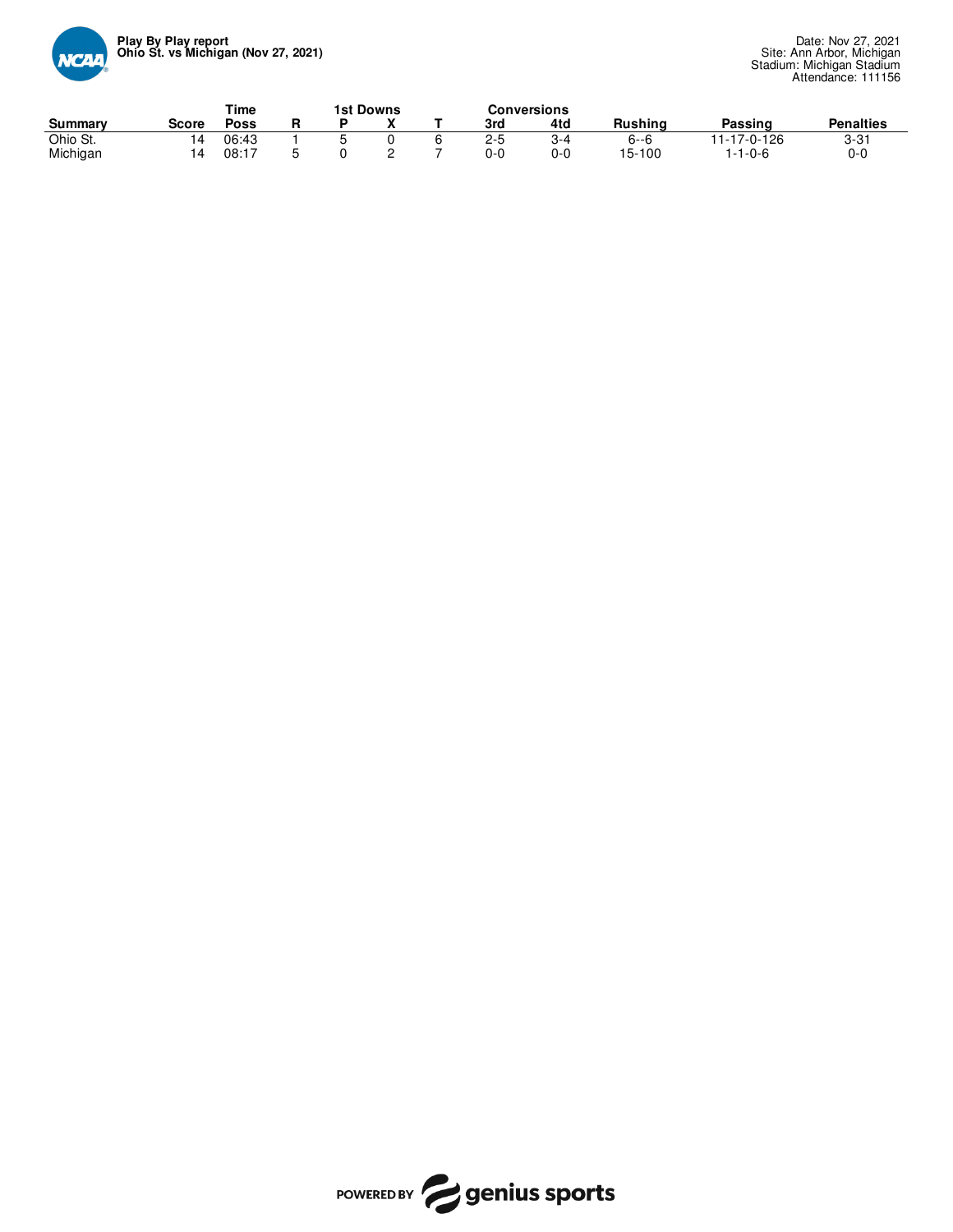**Play By Play report**
**Ohio St. vs Michigan (Nov 27, 2021)**

Date: Nov 27, 2021
Site: Ann Arbor, Michigan
Stadium: Michigan Stadium
Attendance: 111156

| Summary | Score | Time Poss | 1st Downs R | 1st Downs P | 1st Downs X | 1st Downs T | Conversions 3rd | Conversions 4td | Rushing | Passing | Penalties |
|---|---|---|---|---|---|---|---|---|---|---|---|
| Ohio St. | 14 | 06:43 | 1 | 5 | 0 | 6 | 2-5 | 3-4 | 6--6 | 11-17-0-126 | 3-31 |
| Michigan | 14 | 08:17 | 5 | 0 | 2 | 7 | 0-0 | 0-0 | 15-100 | 1-1-0-6 | 0-0 |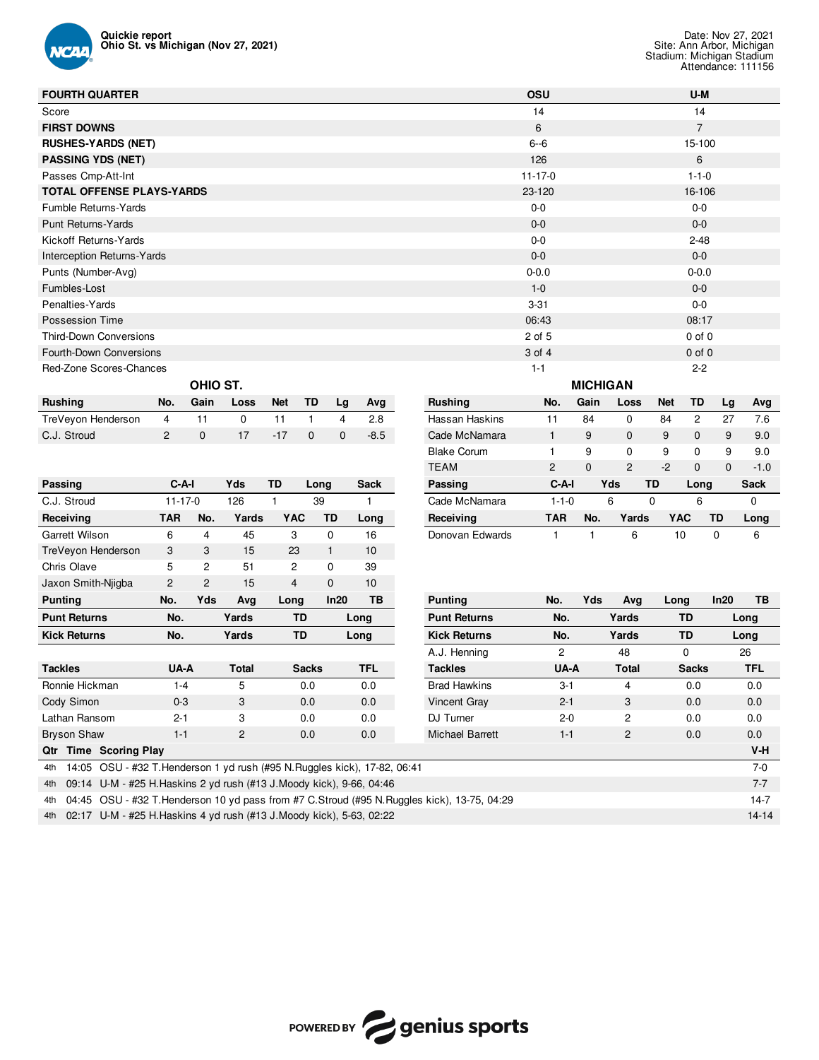**Quickie report**
**Ohio St. vs Michigan (Nov 27, 2021)**

Date: Nov 27, 2021
Site: Ann Arbor, Michigan
Stadium: Michigan Stadium
Attendance: 111156

| FOURTH QUARTER | OSU | U-M |
|---|---|---|
| Score | 14 | 14 |
| **FIRST DOWNS** | 6 | 7 |
| **RUSHES-YARDS (NET)** | 6--6 | 15-100 |
| **PASSING YDS (NET)** | 126 | 6 |
| Passes Cmp-Att-Int | 11-17-0 | 1-1-0 |
| **TOTAL OFFENSE PLAYS-YARDS** | 23-120 | 16-106 |
| Fumble Returns-Yards | 0-0 | 0-0 |
| Punt Returns-Yards | 0-0 | 0-0 |
| Kickoff Returns-Yards | 0-0 | 2-48 |
| Interception Returns-Yards | 0-0 | 0-0 |
| Punts (Number-Avg) | 0-0.0 | 0-0.0 |
| Fumbles-Lost | 1-0 | 0-0 |
| Penalties-Yards | 3-31 | 0-0 |
| Possession Time | 06:43 | 08:17 |
| Third-Down Conversions | 2 of 5 | 0 of 0 |
| Fourth-Down Conversions | 3 of 4 | 0 of 0 |
| Red-Zone Scores-Chances | 1-1 | 2-2 |

## OHIO ST.

| Rushing | No. | Gain | Loss | Net | TD | Lg | Avg |
|---|---|---|---|---|---|---|---|
| TreVeyon Henderson | 4 | 11 | 0 | 11 | 1 | 4 | 2.8 |
| C.J. Stroud | 2 | 0 | 17 | -17 | 0 | 0 | -8.5 |

| Passing | C-A-I | Yds | TD | Long | Sack |
|---|---|---|---|---|---|
| C.J. Stroud | 11-17-0 | 126 | 1 | 39 | 1 |

| Receiving | TAR | No. | Yards | YAC | TD | Long |
|---|---|---|---|---|---|---|
| Garrett Wilson | 6 | 4 | 45 | 3 | 0 | 16 |
| TreVeyon Henderson | 3 | 3 | 15 | 23 | 1 | 10 |
| Chris Olave | 5 | 2 | 51 | 2 | 0 | 39 |
| Jaxon Smith-Njigba | 2 | 2 | 15 | 4 | 0 | 10 |

| Punting | No. | Yds | Avg | Long | In20 | TB |
|---|---|---|---|---|---|---|

| Punt Returns | No. | Yards | TD | Long |
|---|---|---|---|---|

| Kick Returns | No. | Yards | TD | Long |
|---|---|---|---|---|

| Tackles | UA-A | Total | Sacks | TFL |
|---|---|---|---|---|
| Ronnie Hickman | 1-4 | 5 | 0.0 | 0.0 |
| Cody Simon | 0-3 | 3 | 0.0 | 0.0 |
| Lathan Ransom | 2-1 | 3 | 0.0 | 0.0 |
| Bryson Shaw | 1-1 | 2 | 0.0 | 0.0 |

## MICHIGAN

| Rushing | No. | Gain | Loss | Net | TD | Lg | Avg |
|---|---|---|---|---|---|---|---|
| Hassan Haskins | 11 | 84 | 0 | 84 | 2 | 27 | 7.6 |
| Cade McNamara | 1 | 9 | 0 | 9 | 0 | 9 | 9.0 |
| Blake Corum | 1 | 9 | 0 | 9 | 0 | 9 | 9.0 |
| TEAM | 2 | 0 | 2 | -2 | 0 | 0 | -1.0 |

| Passing | C-A-I | Yds | TD | Long | Sack |
|---|---|---|---|---|---|
| Cade McNamara | 1-1-0 | 6 | 0 | 6 | 0 |

| Receiving | TAR | No. | Yards | YAC | TD | Long |
|---|---|---|---|---|---|---|
| Donovan Edwards | 1 | 1 | 6 | 10 | 0 | 6 |

| Punting | No. | Yds | Avg | Long | In20 | TB |
|---|---|---|---|---|---|---|

| Punt Returns | No. | Yards | TD | Long |
|---|---|---|---|---|

| Kick Returns | No. | Yards | TD | Long |
|---|---|---|---|---|
| A.J. Henning | 2 | 48 | 0 | 26 |

| Tackles | UA-A | Total | Sacks | TFL |
|---|---|---|---|---|
| Brad Hawkins | 3-1 | 4 | 0.0 | 0.0 |
| Vincent Gray | 2-1 | 3 | 0.0 | 0.0 |
| DJ Turner | 2-0 | 2 | 0.0 | 0.0 |
| Michael Barrett | 1-1 | 2 | 0.0 | 0.0 |

| Qtr | Time | Scoring Play | V-H |
|---|---|---|---|
| 4th | 14:05 | OSU - #32 T.Henderson 1 yd rush (#95 N.Ruggles kick), 17-82, 06:41 | 7-0 |
| 4th | 09:14 | U-M - #25 H.Haskins 2 yd rush (#13 J.Moody kick), 9-66, 04:46 | 7-7 |
| 4th | 04:45 | OSU - #32 T.Henderson 10 yd pass from #7 C.Stroud (#95 N.Ruggles kick), 13-75, 04:29 | 14-7 |
| 4th | 02:17 | U-M - #25 H.Haskins 4 yd rush (#13 J.Moody kick), 5-63, 02:22 | 14-14 |

POWERED BY genius sports